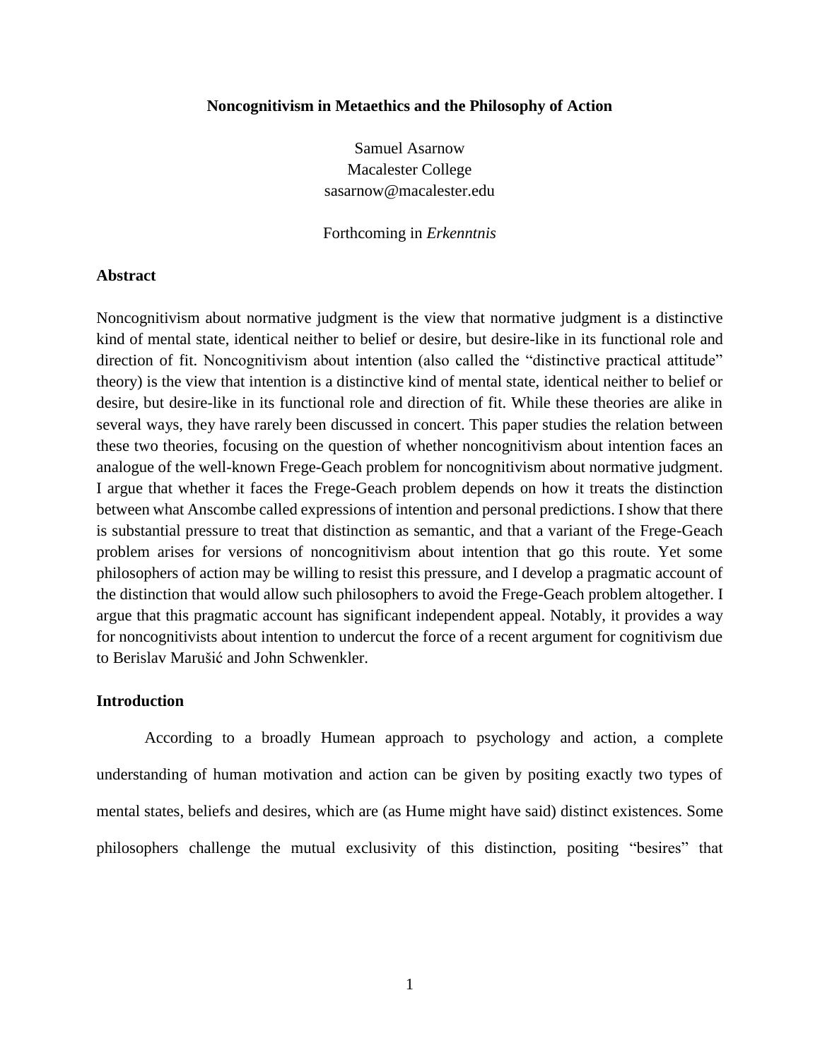# Noncognitivism in Metaethics and the Philosophy of Action

Samuel Asarnow
Macalester College
sasarnow@macalester.edu

Forthcoming in *Erkenntnis*

## Abstract

Noncognitivism about normative judgment is the view that normative judgment is a distinctive kind of mental state, identical neither to belief or desire, but desire-like in its functional role and direction of fit. Noncognitivism about intention (also called the "distinctive practical attitude" theory) is the view that intention is a distinctive kind of mental state, identical neither to belief or desire, but desire-like in its functional role and direction of fit. While these theories are alike in several ways, they have rarely been discussed in concert. This paper studies the relation between these two theories, focusing on the question of whether noncognitivism about intention faces an analogue of the well-known Frege-Geach problem for noncognitivism about normative judgment. I argue that whether it faces the Frege-Geach problem depends on how it treats the distinction between what Anscombe called expressions of intention and personal predictions. I show that there is substantial pressure to treat that distinction as semantic, and that a variant of the Frege-Geach problem arises for versions of noncognitivism about intention that go this route. Yet some philosophers of action may be willing to resist this pressure, and I develop a pragmatic account of the distinction that would allow such philosophers to avoid the Frege-Geach problem altogether. I argue that this pragmatic account has significant independent appeal. Notably, it provides a way for noncognitivists about intention to undercut the force of a recent argument for cognitivism due to Berislav Marušić and John Schwenkler.

## Introduction

According to a broadly Humean approach to psychology and action, a complete understanding of human motivation and action can be given by positing exactly two types of mental states, beliefs and desires, which are (as Hume might have said) distinct existences. Some philosophers challenge the mutual exclusivity of this distinction, positing "besires" that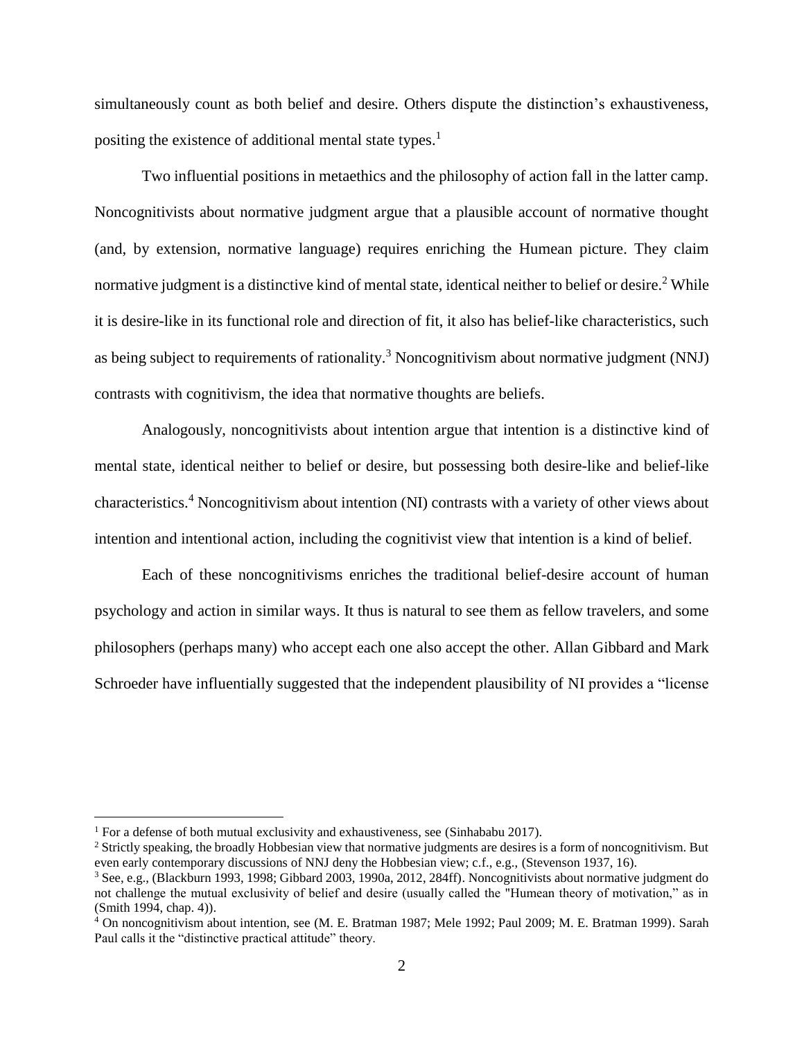simultaneously count as both belief and desire. Others dispute the distinction's exhaustiveness, positing the existence of additional mental state types.[1]

Two influential positions in metaethics and the philosophy of action fall in the latter camp. Noncognitivists about normative judgment argue that a plausible account of normative thought (and, by extension, normative language) requires enriching the Humean picture. They claim normative judgment is a distinctive kind of mental state, identical neither to belief or desire.[2] While it is desire-like in its functional role and direction of fit, it also has belief-like characteristics, such as being subject to requirements of rationality.[3] Noncognitivism about normative judgment (NNJ) contrasts with cognitivism, the idea that normative thoughts are beliefs.

Analogously, noncognitivists about intention argue that intention is a distinctive kind of mental state, identical neither to belief or desire, but possessing both desire-like and belief-like characteristics.[4] Noncognitivism about intention (NI) contrasts with a variety of other views about intention and intentional action, including the cognitivist view that intention is a kind of belief.

Each of these noncognitivisms enriches the traditional belief-desire account of human psychology and action in similar ways. It thus is natural to see them as fellow travelers, and some philosophers (perhaps many) who accept each one also accept the other. Allan Gibbard and Mark Schroeder have influentially suggested that the independent plausibility of NI provides a "license

---

[1] For a defense of both mutual exclusivity and exhaustiveness, see (Sinhababu 2017).

[2] Strictly speaking, the broadly Hobbesian view that normative judgments are desires is a form of noncognitivism. But even early contemporary discussions of NNJ deny the Hobbesian view; c.f., e.g., (Stevenson 1937, 16).

[3] See, e.g., (Blackburn 1993, 1998; Gibbard 2003, 1990a, 2012, 284ff). Noncognitivists about normative judgment do not challenge the mutual exclusivity of belief and desire (usually called the "Humean theory of motivation," as in (Smith 1994, chap. 4)).

[4] On noncognitivism about intention, see (M. E. Bratman 1987; Mele 1992; Paul 2009; M. E. Bratman 1999). Sarah Paul calls it the "distinctive practical attitude" theory.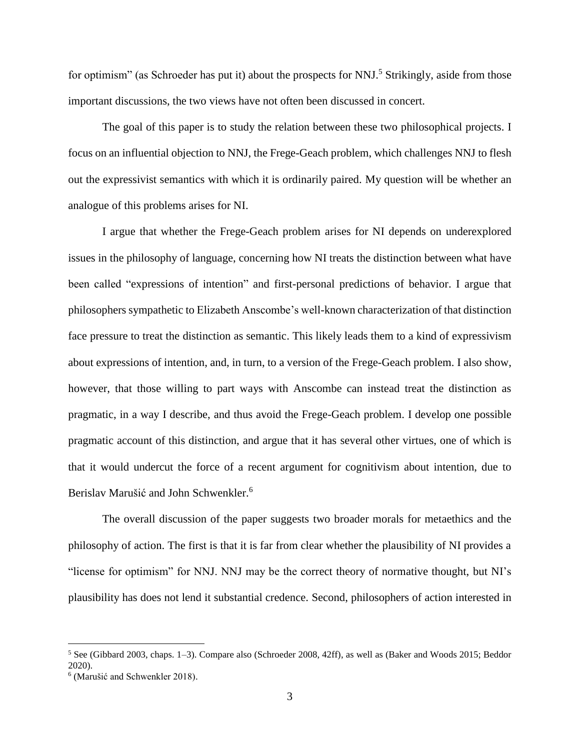for optimism" (as Schroeder has put it) about the prospects for NNJ.[5] Strikingly, aside from those important discussions, the two views have not often been discussed in concert.

The goal of this paper is to study the relation between these two philosophical projects. I focus on an influential objection to NNJ, the Frege-Geach problem, which challenges NNJ to flesh out the expressivist semantics with which it is ordinarily paired. My question will be whether an analogue of this problems arises for NI.

I argue that whether the Frege-Geach problem arises for NI depends on underexplored issues in the philosophy of language, concerning how NI treats the distinction between what have been called "expressions of intention" and first-personal predictions of behavior. I argue that philosophers sympathetic to Elizabeth Anscombe's well-known characterization of that distinction face pressure to treat the distinction as semantic. This likely leads them to a kind of expressivism about expressions of intention, and, in turn, to a version of the Frege-Geach problem. I also show, however, that those willing to part ways with Anscombe can instead treat the distinction as pragmatic, in a way I describe, and thus avoid the Frege-Geach problem. I develop one possible pragmatic account of this distinction, and argue that it has several other virtues, one of which is that it would undercut the force of a recent argument for cognitivism about intention, due to Berislav Marušić and John Schwenkler.[6]

The overall discussion of the paper suggests two broader morals for metaethics and the philosophy of action. The first is that it is far from clear whether the plausibility of NI provides a "license for optimism" for NNJ. NNJ may be the correct theory of normative thought, but NI's plausibility has does not lend it substantial credence. Second, philosophers of action interested in

[5] See (Gibbard 2003, chaps. 1–3). Compare also (Schroeder 2008, 42ff), as well as (Baker and Woods 2015; Beddor 2020).

[6] (Marušić and Schwenkler 2018).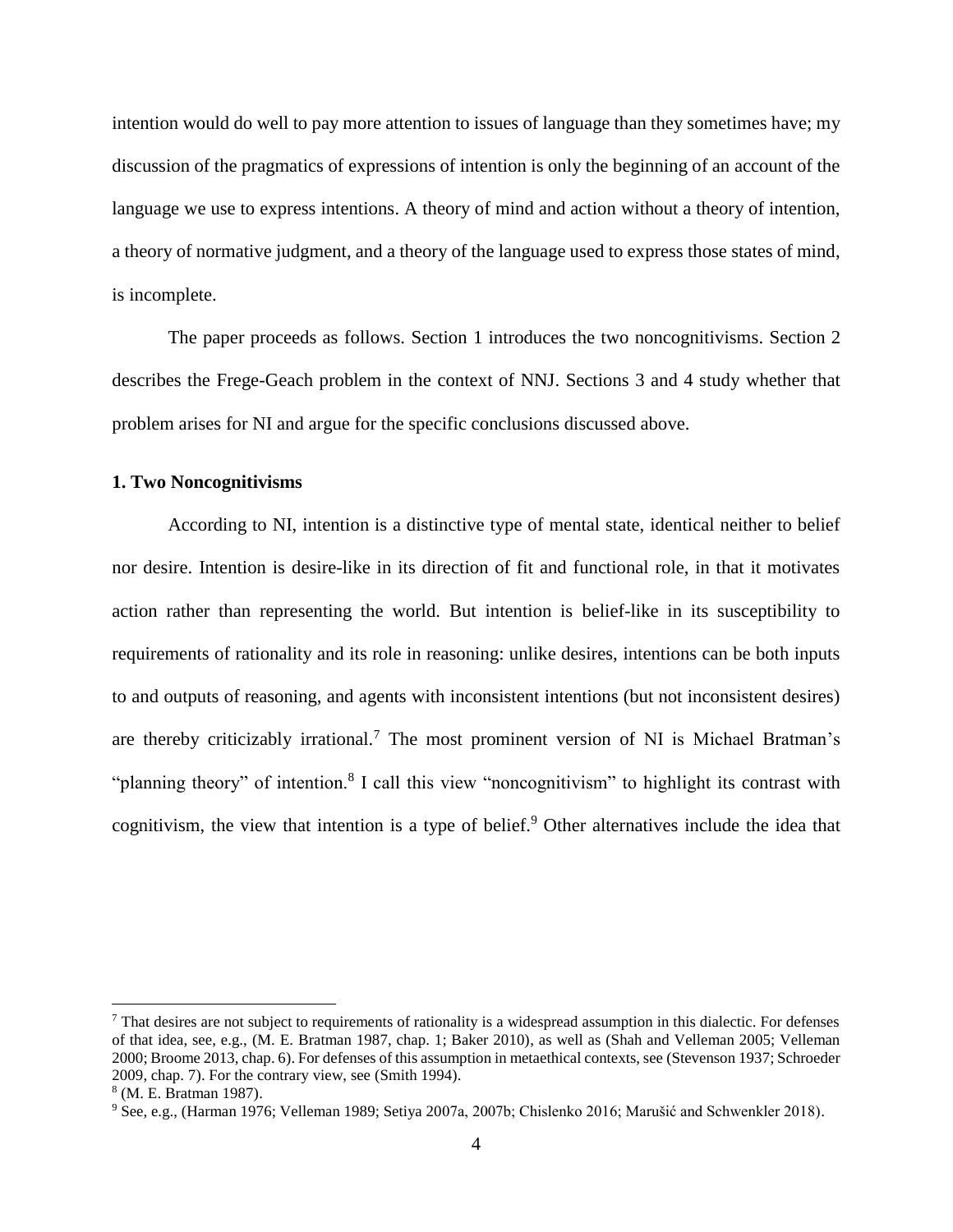intention would do well to pay more attention to issues of language than they sometimes have; my discussion of the pragmatics of expressions of intention is only the beginning of an account of the language we use to express intentions. A theory of mind and action without a theory of intention, a theory of normative judgment, and a theory of the language used to express those states of mind, is incomplete.

The paper proceeds as follows. Section 1 introduces the two noncognitivisms. Section 2 describes the Frege-Geach problem in the context of NNJ. Sections 3 and 4 study whether that problem arises for NI and argue for the specific conclusions discussed above.

### 1. Two Noncognitivisms

According to NI, intention is a distinctive type of mental state, identical neither to belief nor desire. Intention is desire-like in its direction of fit and functional role, in that it motivates action rather than representing the world. But intention is belief-like in its susceptibility to requirements of rationality and its role in reasoning: unlike desires, intentions can be both inputs to and outputs of reasoning, and agents with inconsistent intentions (but not inconsistent desires) are thereby criticizably irrational.[7] The most prominent version of NI is Michael Bratman's "planning theory" of intention.[8] I call this view "noncognitivism" to highlight its contrast with cognitivism, the view that intention is a type of belief.[9] Other alternatives include the idea that

---

[7] That desires are not subject to requirements of rationality is a widespread assumption in this dialectic. For defenses of that idea, see, e.g., (M. E. Bratman 1987, chap. 1; Baker 2010), as well as (Shah and Velleman 2005; Velleman 2000; Broome 2013, chap. 6). For defenses of this assumption in metaethical contexts, see (Stevenson 1937; Schroeder 2009, chap. 7). For the contrary view, see (Smith 1994).

[8] (M. E. Bratman 1987).

[9] See, e.g., (Harman 1976; Velleman 1989; Setiya 2007a, 2007b; Chislenko 2016; Marušić and Schwenkler 2018).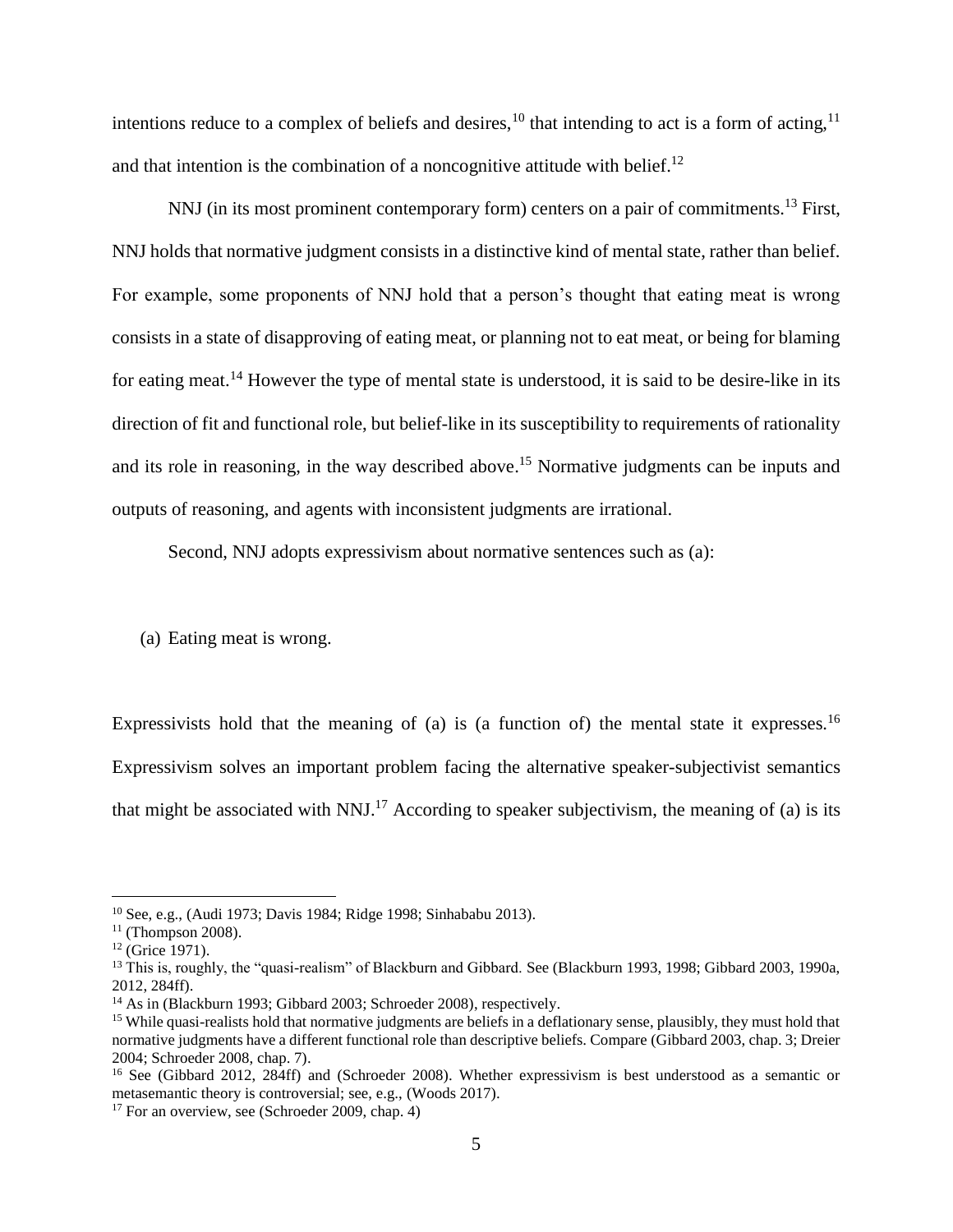intentions reduce to a complex of beliefs and desires,[10] that intending to act is a form of acting,[11] and that intention is the combination of a noncognitive attitude with belief.[12]

NNJ (in its most prominent contemporary form) centers on a pair of commitments.[13] First, NNJ holds that normative judgment consists in a distinctive kind of mental state, rather than belief. For example, some proponents of NNJ hold that a person's thought that eating meat is wrong consists in a state of disapproving of eating meat, or planning not to eat meat, or being for blaming for eating meat.[14] However the type of mental state is understood, it is said to be desire-like in its direction of fit and functional role, but belief-like in its susceptibility to requirements of rationality and its role in reasoning, in the way described above.[15] Normative judgments can be inputs and outputs of reasoning, and agents with inconsistent judgments are irrational.

Second, NNJ adopts expressivism about normative sentences such as (a):

(a) Eating meat is wrong.

Expressivists hold that the meaning of (a) is (a function of) the mental state it expresses.[16] Expressivism solves an important problem facing the alternative speaker-subjectivist semantics that might be associated with NNJ.[17] According to speaker subjectivism, the meaning of (a) is its

---

[10] See, e.g., (Audi 1973; Davis 1984; Ridge 1998; Sinhababu 2013).

[11] (Thompson 2008).

[12] (Grice 1971).

[13] This is, roughly, the "quasi-realism" of Blackburn and Gibbard. See (Blackburn 1993, 1998; Gibbard 2003, 1990a, 2012, 284ff).

[14] As in (Blackburn 1993; Gibbard 2003; Schroeder 2008), respectively.

[15] While quasi-realists hold that normative judgments are beliefs in a deflationary sense, plausibly, they must hold that normative judgments have a different functional role than descriptive beliefs. Compare (Gibbard 2003, chap. 3; Dreier 2004; Schroeder 2008, chap. 7).

[16] See (Gibbard 2012, 284ff) and (Schroeder 2008). Whether expressivism is best understood as a semantic or metasemantic theory is controversial; see, e.g., (Woods 2017).

[17] For an overview, see (Schroeder 2009, chap. 4)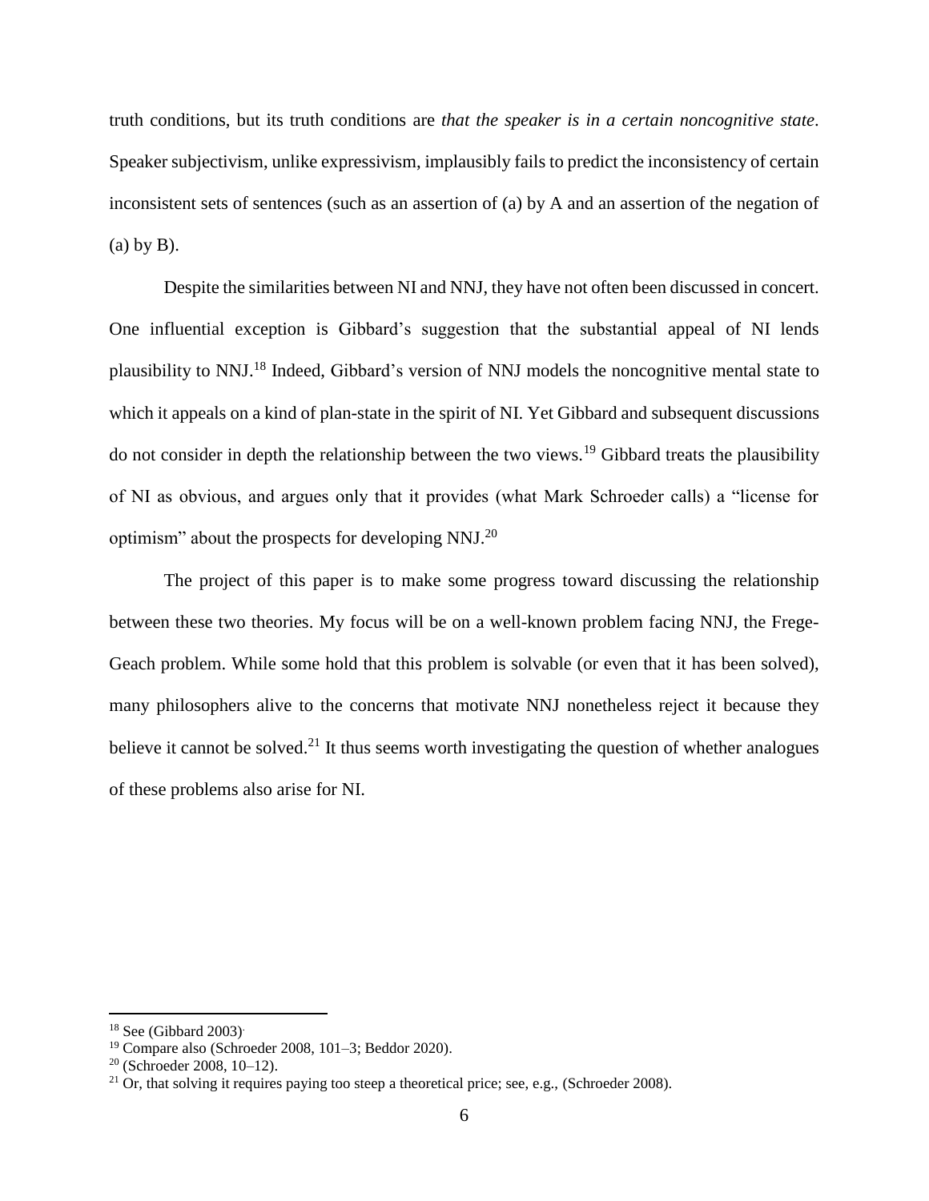truth conditions, but its truth conditions are *that the speaker is in a certain noncognitive state*. Speaker subjectivism, unlike expressivism, implausibly fails to predict the inconsistency of certain inconsistent sets of sentences (such as an assertion of (a) by A and an assertion of the negation of (a) by B).

Despite the similarities between NI and NNJ, they have not often been discussed in concert. One influential exception is Gibbard's suggestion that the substantial appeal of NI lends plausibility to NNJ.[18] Indeed, Gibbard's version of NNJ models the noncognitive mental state to which it appeals on a kind of plan-state in the spirit of NI. Yet Gibbard and subsequent discussions do not consider in depth the relationship between the two views.[19] Gibbard treats the plausibility of NI as obvious, and argues only that it provides (what Mark Schroeder calls) a "license for optimism" about the prospects for developing NNJ.[20]

The project of this paper is to make some progress toward discussing the relationship between these two theories. My focus will be on a well-known problem facing NNJ, the Frege-Geach problem. While some hold that this problem is solvable (or even that it has been solved), many philosophers alive to the concerns that motivate NNJ nonetheless reject it because they believe it cannot be solved.[21] It thus seems worth investigating the question of whether analogues of these problems also arise for NI.

---

[18] See (Gibbard 2003).

[19] Compare also (Schroeder 2008, 101–3; Beddor 2020).

[20] (Schroeder 2008, 10–12).

[21] Or, that solving it requires paying too steep a theoretical price; see, e.g., (Schroeder 2008).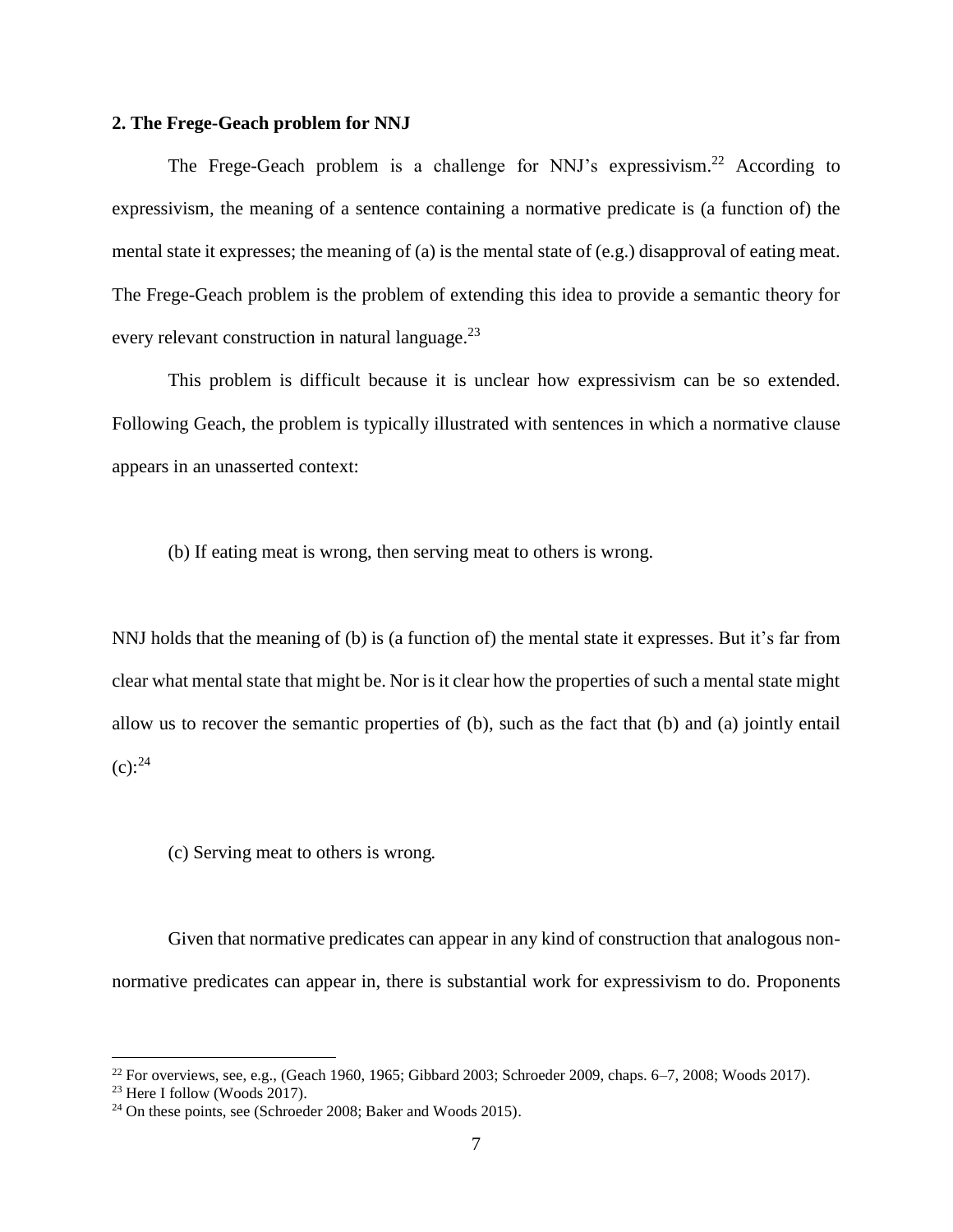## 2. The Frege-Geach problem for NNJ

The Frege-Geach problem is a challenge for NNJ's expressivism.[22] According to expressivism, the meaning of a sentence containing a normative predicate is (a function of) the mental state it expresses; the meaning of (a) is the mental state of (e.g.) disapproval of eating meat. The Frege-Geach problem is the problem of extending this idea to provide a semantic theory for every relevant construction in natural language.[23]

This problem is difficult because it is unclear how expressivism can be so extended. Following Geach, the problem is typically illustrated with sentences in which a normative clause appears in an unasserted context:

(b) If eating meat is wrong, then serving meat to others is wrong.

NNJ holds that the meaning of (b) is (a function of) the mental state it expresses. But it's far from clear what mental state that might be. Nor is it clear how the properties of such a mental state might allow us to recover the semantic properties of (b), such as the fact that (b) and (a) jointly entail (c):[24]

(c) Serving meat to others is wrong.

Given that normative predicates can appear in any kind of construction that analogous non-normative predicates can appear in, there is substantial work for expressivism to do. Proponents

[22] For overviews, see, e.g., (Geach 1960, 1965; Gibbard 2003; Schroeder 2009, chaps. 6–7, 2008; Woods 2017).

[23] Here I follow (Woods 2017).

[24] On these points, see (Schroeder 2008; Baker and Woods 2015).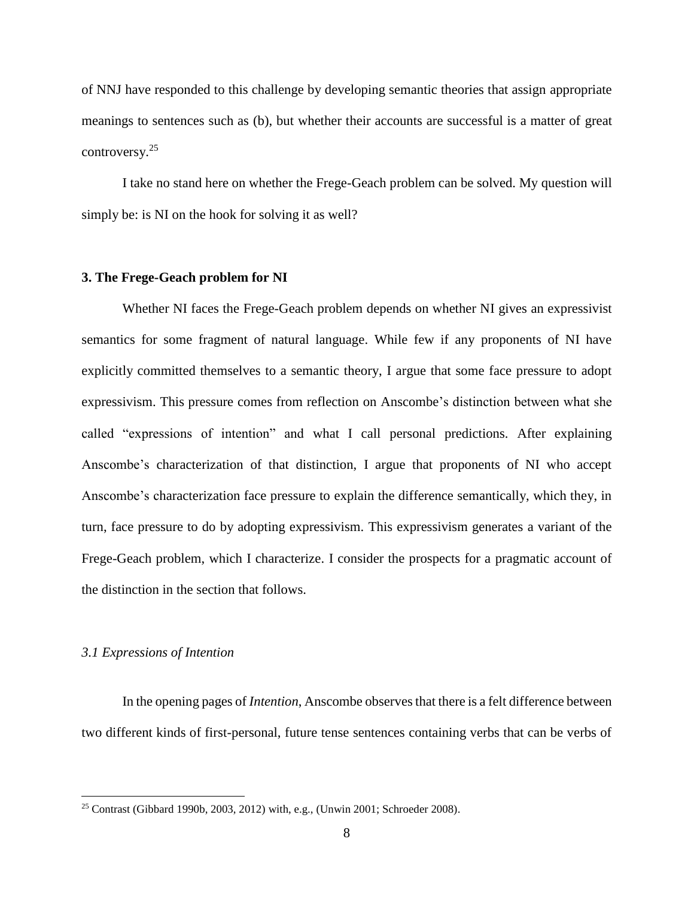of NNJ have responded to this challenge by developing semantic theories that assign appropriate meanings to sentences such as (b), but whether their accounts are successful is a matter of great controversy.[25]

I take no stand here on whether the Frege-Geach problem can be solved. My question will simply be: is NI on the hook for solving it as well?

## 3. The Frege-Geach problem for NI

Whether NI faces the Frege-Geach problem depends on whether NI gives an expressivist semantics for some fragment of natural language. While few if any proponents of NI have explicitly committed themselves to a semantic theory, I argue that some face pressure to adopt expressivism. This pressure comes from reflection on Anscombe's distinction between what she called "expressions of intention" and what I call personal predictions. After explaining Anscombe's characterization of that distinction, I argue that proponents of NI who accept Anscombe's characterization face pressure to explain the difference semantically, which they, in turn, face pressure to do by adopting expressivism. This expressivism generates a variant of the Frege-Geach problem, which I characterize. I consider the prospects for a pragmatic account of the distinction in the section that follows.

### *3.1 Expressions of Intention*

In the opening pages of *Intention*, Anscombe observes that there is a felt difference between two different kinds of first-personal, future tense sentences containing verbs that can be verbs of

[25] Contrast (Gibbard 1990b, 2003, 2012) with, e.g., (Unwin 2001; Schroeder 2008).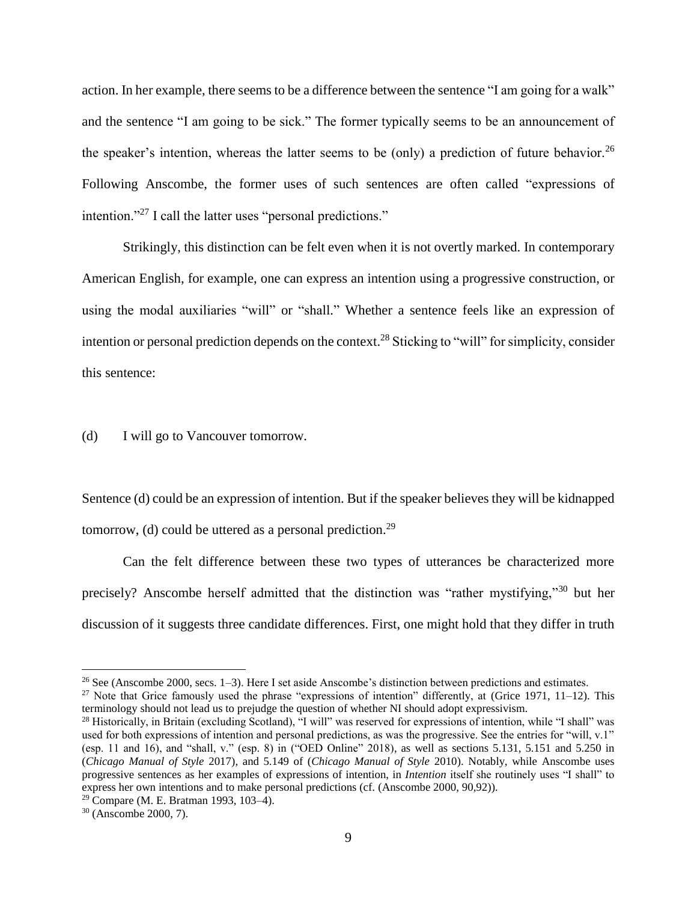action. In her example, there seems to be a difference between the sentence "I am going for a walk" and the sentence "I am going to be sick." The former typically seems to be an announcement of the speaker's intention, whereas the latter seems to be (only) a prediction of future behavior.[26] Following Anscombe, the former uses of such sentences are often called "expressions of intention."[27] I call the latter uses "personal predictions."

Strikingly, this distinction can be felt even when it is not overtly marked. In contemporary American English, for example, one can express an intention using a progressive construction, or using the modal auxiliaries "will" or "shall." Whether a sentence feels like an expression of intention or personal prediction depends on the context.[28] Sticking to "will" for simplicity, consider this sentence:

(d) I will go to Vancouver tomorrow.

Sentence (d) could be an expression of intention. But if the speaker believes they will be kidnapped tomorrow, (d) could be uttered as a personal prediction.[29]

Can the felt difference between these two types of utterances be characterized more precisely? Anscombe herself admitted that the distinction was "rather mystifying,"[30] but her discussion of it suggests three candidate differences. First, one might hold that they differ in truth

[26] See (Anscombe 2000, secs. 1–3). Here I set aside Anscombe's distinction between predictions and estimates.

[27] Note that Grice famously used the phrase "expressions of intention" differently, at (Grice 1971, 11–12). This terminology should not lead us to prejudge the question of whether NI should adopt expressivism.

[28] Historically, in Britain (excluding Scotland), "I will" was reserved for expressions of intention, while "I shall" was used for both expressions of intention and personal predictions, as was the progressive. See the entries for "will, v.1" (esp. 11 and 16), and "shall, v." (esp. 8) in ("OED Online" 2018), as well as sections 5.131, 5.151 and 5.250 in (*Chicago Manual of Style* 2017), and 5.149 of (*Chicago Manual of Style* 2010). Notably, while Anscombe uses progressive sentences as her examples of expressions of intention, in *Intention* itself she routinely uses "I shall" to express her own intentions and to make personal predictions (cf. (Anscombe 2000, 90,92)).

[29] Compare (M. E. Bratman 1993, 103–4).

[30] (Anscombe 2000, 7).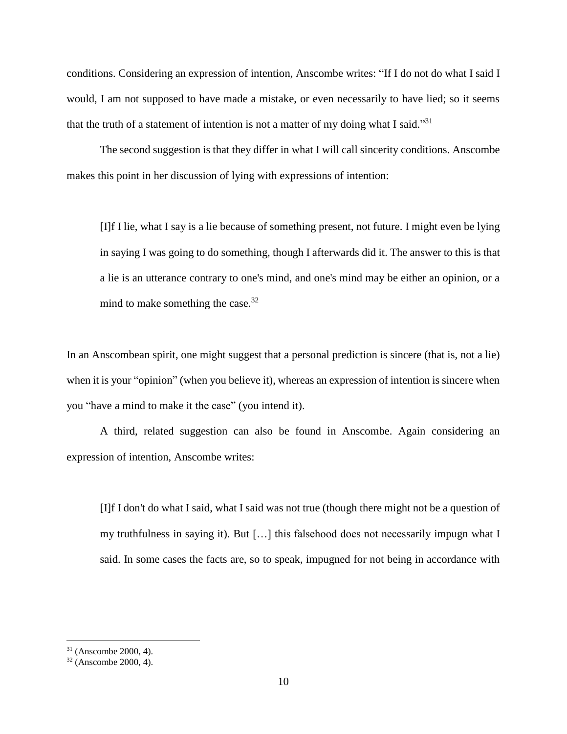conditions. Considering an expression of intention, Anscombe writes: "If I do not do what I said I would, I am not supposed to have made a mistake, or even necessarily to have lied; so it seems that the truth of a statement of intention is not a matter of my doing what I said."[31]

The second suggestion is that they differ in what I will call sincerity conditions. Anscombe makes this point in her discussion of lying with expressions of intention:

> [I]f I lie, what I say is a lie because of something present, not future. I might even be lying in saying I was going to do something, though I afterwards did it. The answer to this is that a lie is an utterance contrary to one's mind, and one's mind may be either an opinion, or a mind to make something the case.[32]

In an Anscombean spirit, one might suggest that a personal prediction is sincere (that is, not a lie) when it is your "opinion" (when you believe it), whereas an expression of intention is sincere when you "have a mind to make it the case" (you intend it).

A third, related suggestion can also be found in Anscombe. Again considering an expression of intention, Anscombe writes:

> [I]f I don't do what I said, what I said was not true (though there might not be a question of my truthfulness in saying it). But […] this falsehood does not necessarily impugn what I said. In some cases the facts are, so to speak, impugned for not being in accordance with

---

[31] (Anscombe 2000, 4).

[32] (Anscombe 2000, 4).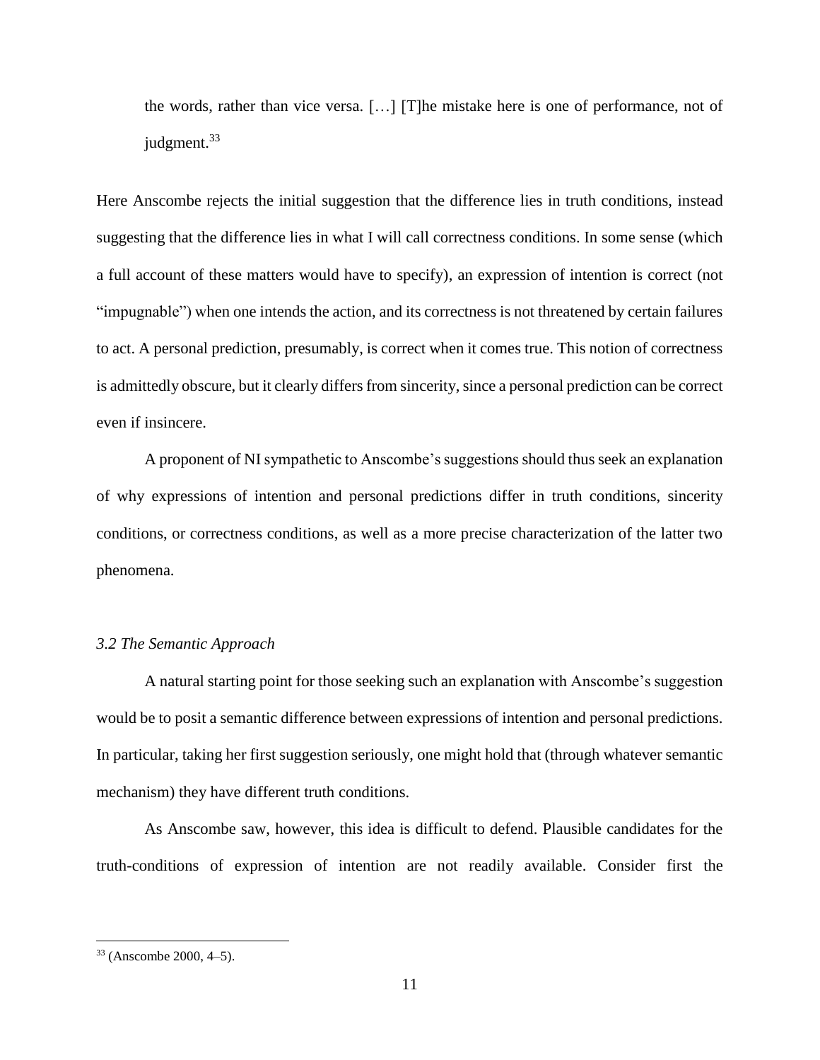> the words, rather than vice versa. […] [T]he mistake here is one of performance, not of judgment.[33]

Here Anscombe rejects the initial suggestion that the difference lies in truth conditions, instead suggesting that the difference lies in what I will call correctness conditions. In some sense (which a full account of these matters would have to specify), an expression of intention is correct (not "impugnable") when one intends the action, and its correctness is not threatened by certain failures to act. A personal prediction, presumably, is correct when it comes true. This notion of correctness is admittedly obscure, but it clearly differs from sincerity, since a personal prediction can be correct even if insincere.

A proponent of NI sympathetic to Anscombe's suggestions should thus seek an explanation of why expressions of intention and personal predictions differ in truth conditions, sincerity conditions, or correctness conditions, as well as a more precise characterization of the latter two phenomena.

### *3.2 The Semantic Approach*

A natural starting point for those seeking such an explanation with Anscombe's suggestion would be to posit a semantic difference between expressions of intention and personal predictions. In particular, taking her first suggestion seriously, one might hold that (through whatever semantic mechanism) they have different truth conditions.

As Anscombe saw, however, this idea is difficult to defend. Plausible candidates for the truth-conditions of expression of intention are not readily available. Consider first the

[33] (Anscombe 2000, 4–5).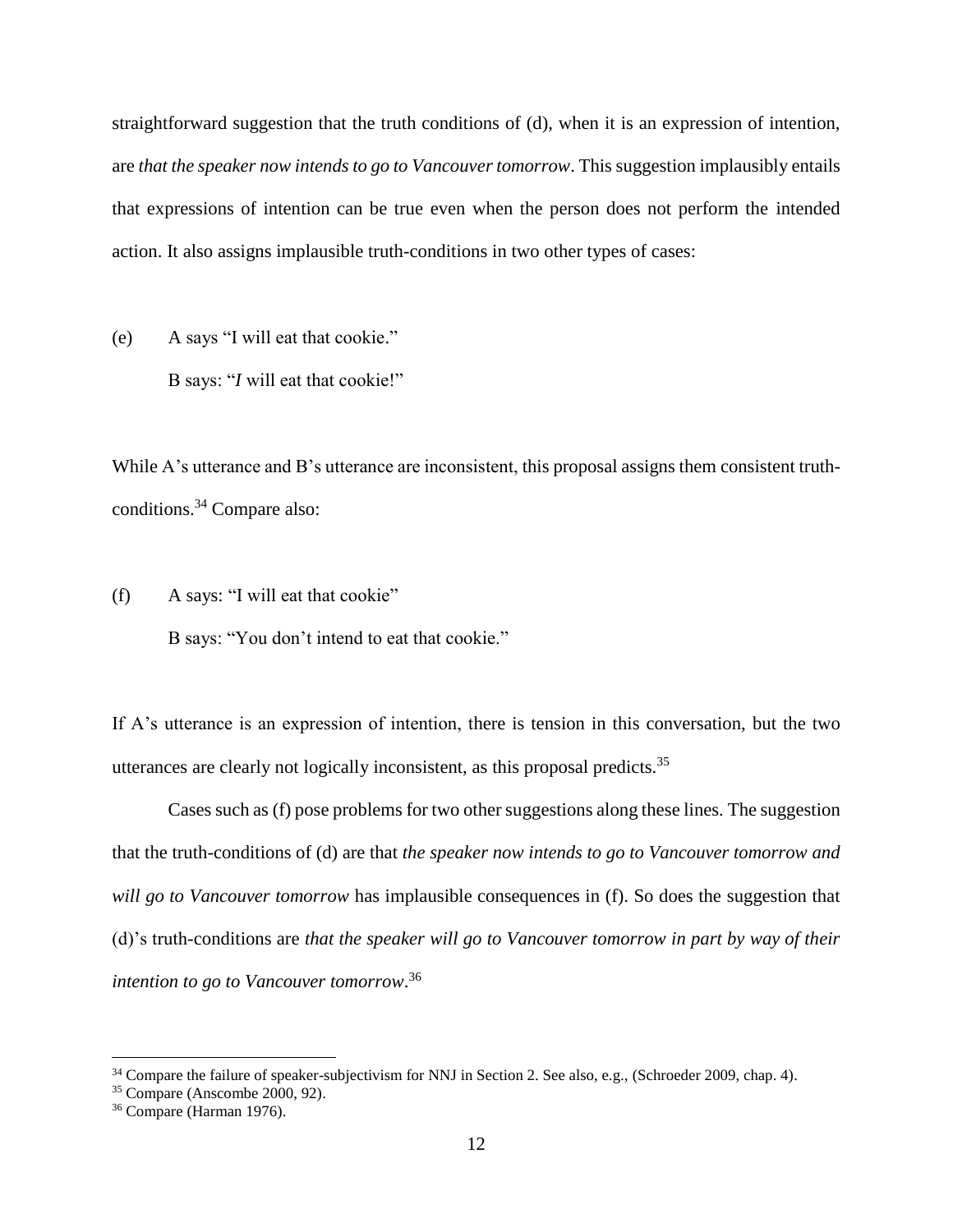straightforward suggestion that the truth conditions of (d), when it is an expression of intention, are *that the speaker now intends to go to Vancouver tomorrow*. This suggestion implausibly entails that expressions of intention can be true even when the person does not perform the intended action. It also assigns implausible truth-conditions in two other types of cases:

(e) A says "I will eat that cookie."

B says: "*I* will eat that cookie!"

While A's utterance and B's utterance are inconsistent, this proposal assigns them consistent truth-conditions.[34] Compare also:

(f) A says: "I will eat that cookie"

B says: "You don't intend to eat that cookie."

If A's utterance is an expression of intention, there is tension in this conversation, but the two utterances are clearly not logically inconsistent, as this proposal predicts.[35]

Cases such as (f) pose problems for two other suggestions along these lines. The suggestion that the truth-conditions of (d) are that *the speaker now intends to go to Vancouver tomorrow and will go to Vancouver tomorrow* has implausible consequences in (f). So does the suggestion that (d)'s truth-conditions are *that the speaker will go to Vancouver tomorrow in part by way of their intention to go to Vancouver tomorrow*.[36]

---

[34] Compare the failure of speaker-subjectivism for NNJ in Section 2. See also, e.g., (Schroeder 2009, chap. 4).

[35] Compare (Anscombe 2000, 92).

[36] Compare (Harman 1976).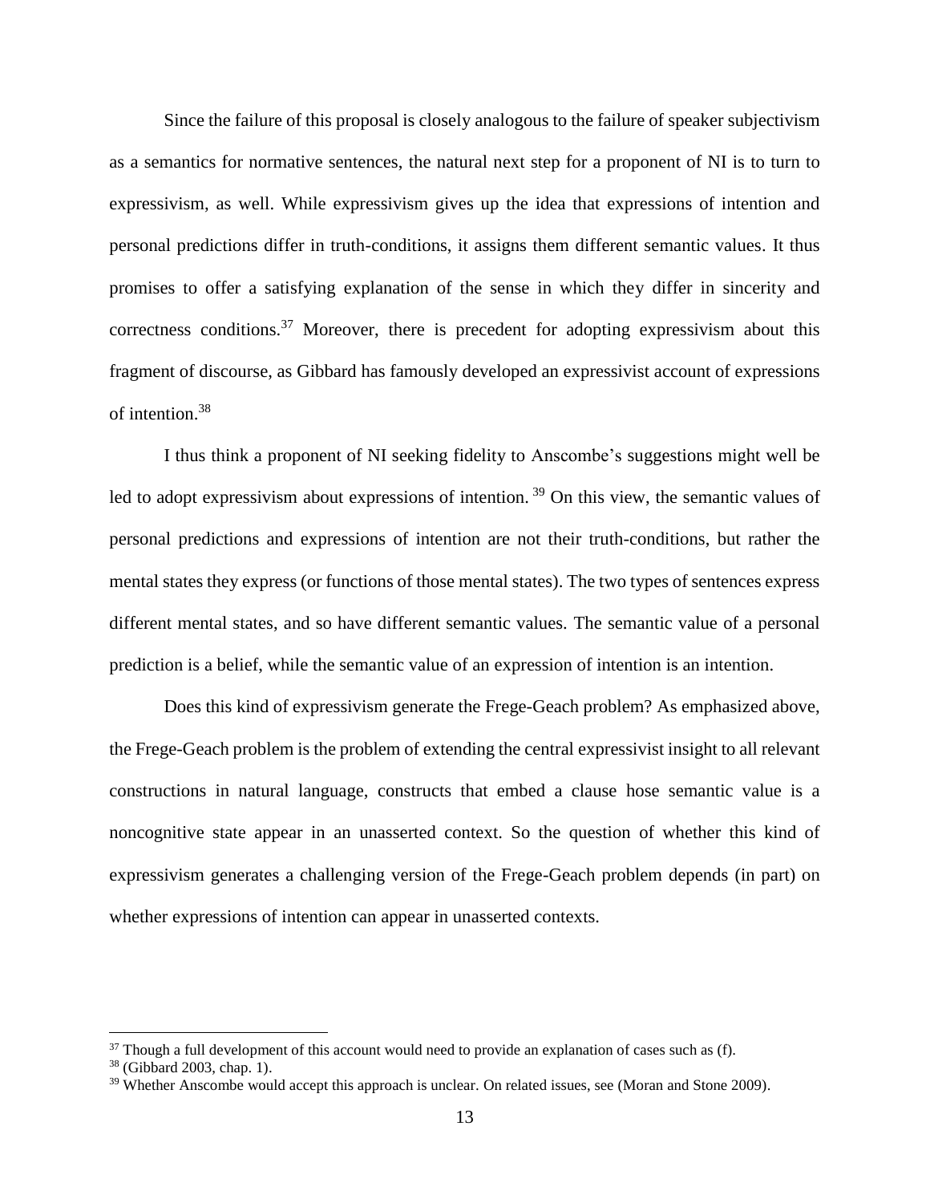Since the failure of this proposal is closely analogous to the failure of speaker subjectivism as a semantics for normative sentences, the natural next step for a proponent of NI is to turn to expressivism, as well. While expressivism gives up the idea that expressions of intention and personal predictions differ in truth-conditions, it assigns them different semantic values. It thus promises to offer a satisfying explanation of the sense in which they differ in sincerity and correctness conditions.[37] Moreover, there is precedent for adopting expressivism about this fragment of discourse, as Gibbard has famously developed an expressivist account of expressions of intention.[38]

I thus think a proponent of NI seeking fidelity to Anscombe's suggestions might well be led to adopt expressivism about expressions of intention.[39] On this view, the semantic values of personal predictions and expressions of intention are not their truth-conditions, but rather the mental states they express (or functions of those mental states). The two types of sentences express different mental states, and so have different semantic values. The semantic value of a personal prediction is a belief, while the semantic value of an expression of intention is an intention.

Does this kind of expressivism generate the Frege-Geach problem? As emphasized above, the Frege-Geach problem is the problem of extending the central expressivist insight to all relevant constructions in natural language, constructs that embed a clause hose semantic value is a noncognitive state appear in an unasserted context. So the question of whether this kind of expressivism generates a challenging version of the Frege-Geach problem depends (in part) on whether expressions of intention can appear in unasserted contexts.

---

[37] Though a full development of this account would need to provide an explanation of cases such as (f).

[38] (Gibbard 2003, chap. 1).

[39] Whether Anscombe would accept this approach is unclear. On related issues, see (Moran and Stone 2009).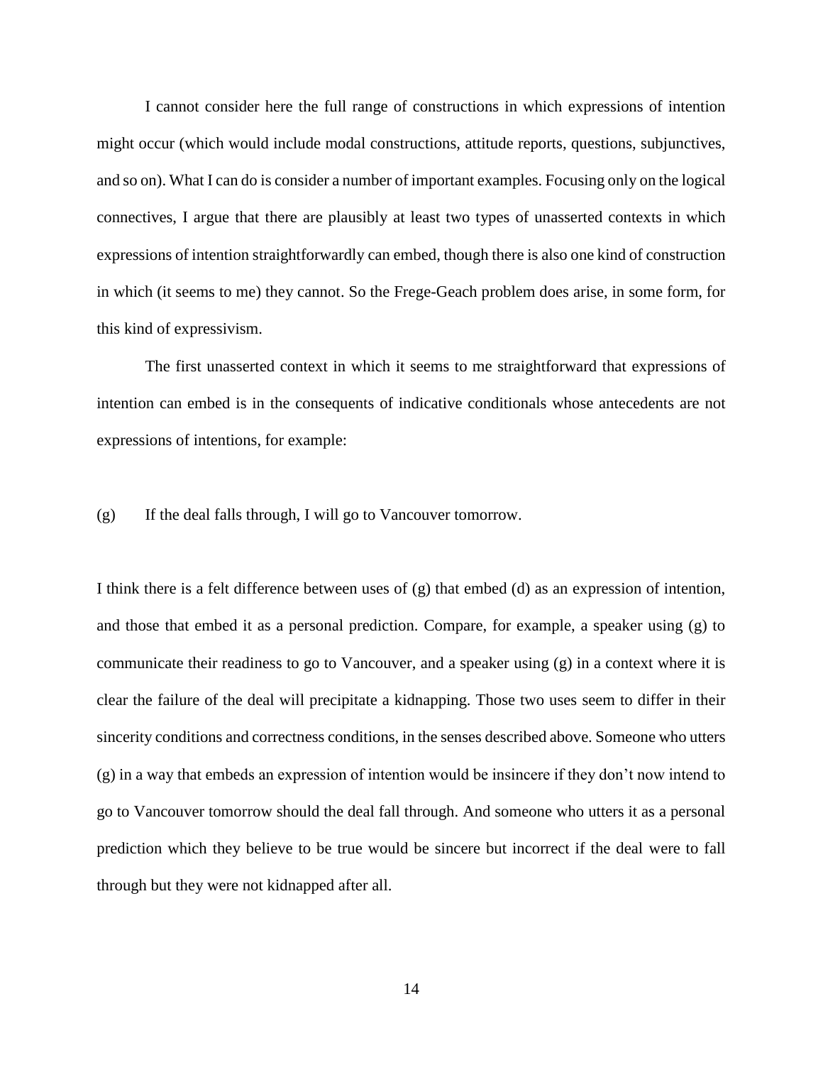I cannot consider here the full range of constructions in which expressions of intention might occur (which would include modal constructions, attitude reports, questions, subjunctives, and so on). What I can do is consider a number of important examples. Focusing only on the logical connectives, I argue that there are plausibly at least two types of unasserted contexts in which expressions of intention straightforwardly can embed, though there is also one kind of construction in which (it seems to me) they cannot. So the Frege-Geach problem does arise, in some form, for this kind of expressivism.

The first unasserted context in which it seems to me straightforward that expressions of intention can embed is in the consequents of indicative conditionals whose antecedents are not expressions of intentions, for example:

(g) If the deal falls through, I will go to Vancouver tomorrow.

I think there is a felt difference between uses of (g) that embed (d) as an expression of intention, and those that embed it as a personal prediction. Compare, for example, a speaker using (g) to communicate their readiness to go to Vancouver, and a speaker using (g) in a context where it is clear the failure of the deal will precipitate a kidnapping. Those two uses seem to differ in their sincerity conditions and correctness conditions, in the senses described above. Someone who utters (g) in a way that embeds an expression of intention would be insincere if they don't now intend to go to Vancouver tomorrow should the deal fall through. And someone who utters it as a personal prediction which they believe to be true would be sincere but incorrect if the deal were to fall through but they were not kidnapped after all.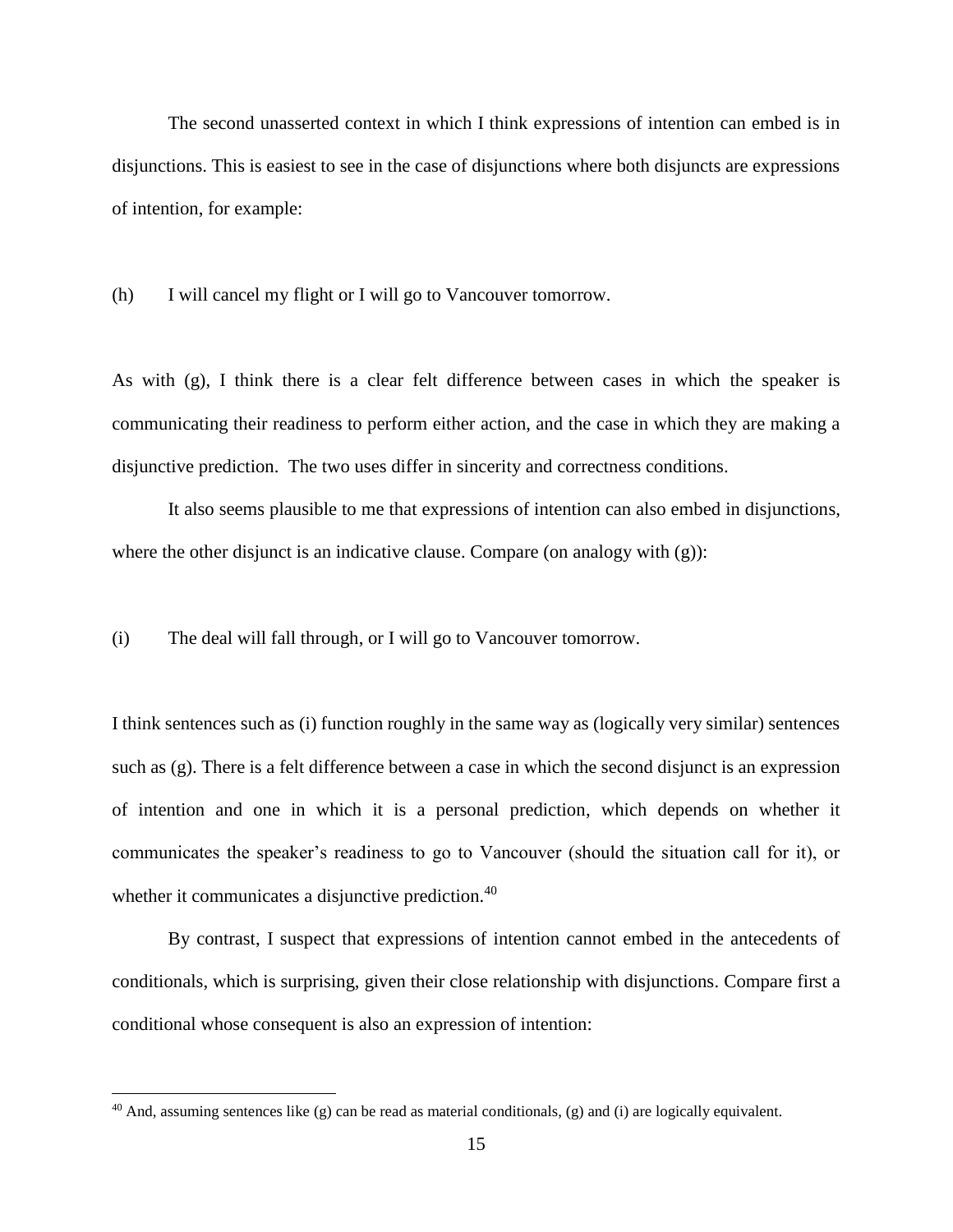The second unasserted context in which I think expressions of intention can embed is in disjunctions. This is easiest to see in the case of disjunctions where both disjuncts are expressions of intention, for example:

(h) I will cancel my flight or I will go to Vancouver tomorrow.

As with (g), I think there is a clear felt difference between cases in which the speaker is communicating their readiness to perform either action, and the case in which they are making a disjunctive prediction. The two uses differ in sincerity and correctness conditions.

It also seems plausible to me that expressions of intention can also embed in disjunctions, where the other disjunct is an indicative clause. Compare (on analogy with (g)):

(i) The deal will fall through, or I will go to Vancouver tomorrow.

I think sentences such as (i) function roughly in the same way as (logically very similar) sentences such as (g). There is a felt difference between a case in which the second disjunct is an expression of intention and one in which it is a personal prediction, which depends on whether it communicates the speaker's readiness to go to Vancouver (should the situation call for it), or whether it communicates a disjunctive prediction.[40]

By contrast, I suspect that expressions of intention cannot embed in the antecedents of conditionals, which is surprising, given their close relationship with disjunctions. Compare first a conditional whose consequent is also an expression of intention:

[40] And, assuming sentences like (g) can be read as material conditionals, (g) and (i) are logically equivalent.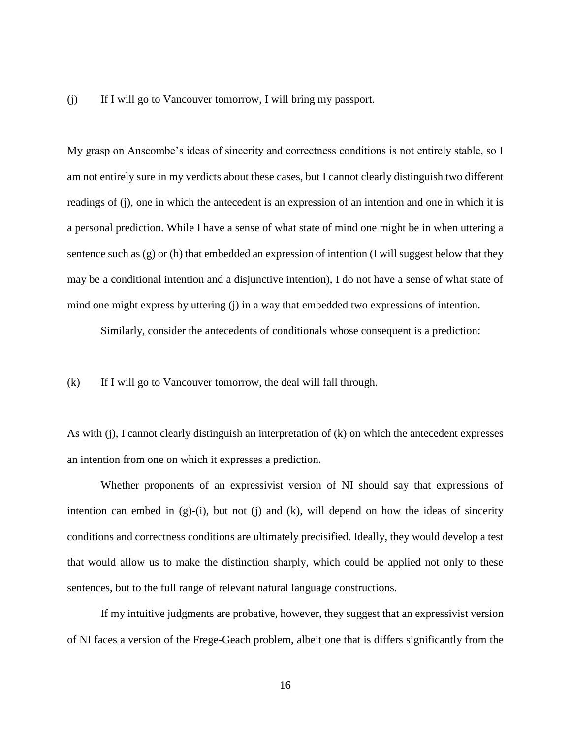(j) If I will go to Vancouver tomorrow, I will bring my passport.

My grasp on Anscombe's ideas of sincerity and correctness conditions is not entirely stable, so I am not entirely sure in my verdicts about these cases, but I cannot clearly distinguish two different readings of (j), one in which the antecedent is an expression of an intention and one in which it is a personal prediction. While I have a sense of what state of mind one might be in when uttering a sentence such as (g) or (h) that embedded an expression of intention (I will suggest below that they may be a conditional intention and a disjunctive intention), I do not have a sense of what state of mind one might express by uttering (j) in a way that embedded two expressions of intention.

Similarly, consider the antecedents of conditionals whose consequent is a prediction:

(k) If I will go to Vancouver tomorrow, the deal will fall through.

As with (j), I cannot clearly distinguish an interpretation of (k) on which the antecedent expresses an intention from one on which it expresses a prediction.

Whether proponents of an expressivist version of NI should say that expressions of intention can embed in (g)-(i), but not (j) and (k), will depend on how the ideas of sincerity conditions and correctness conditions are ultimately precisified. Ideally, they would develop a test that would allow us to make the distinction sharply, which could be applied not only to these sentences, but to the full range of relevant natural language constructions.

If my intuitive judgments are probative, however, they suggest that an expressivist version of NI faces a version of the Frege-Geach problem, albeit one that is differs significantly from the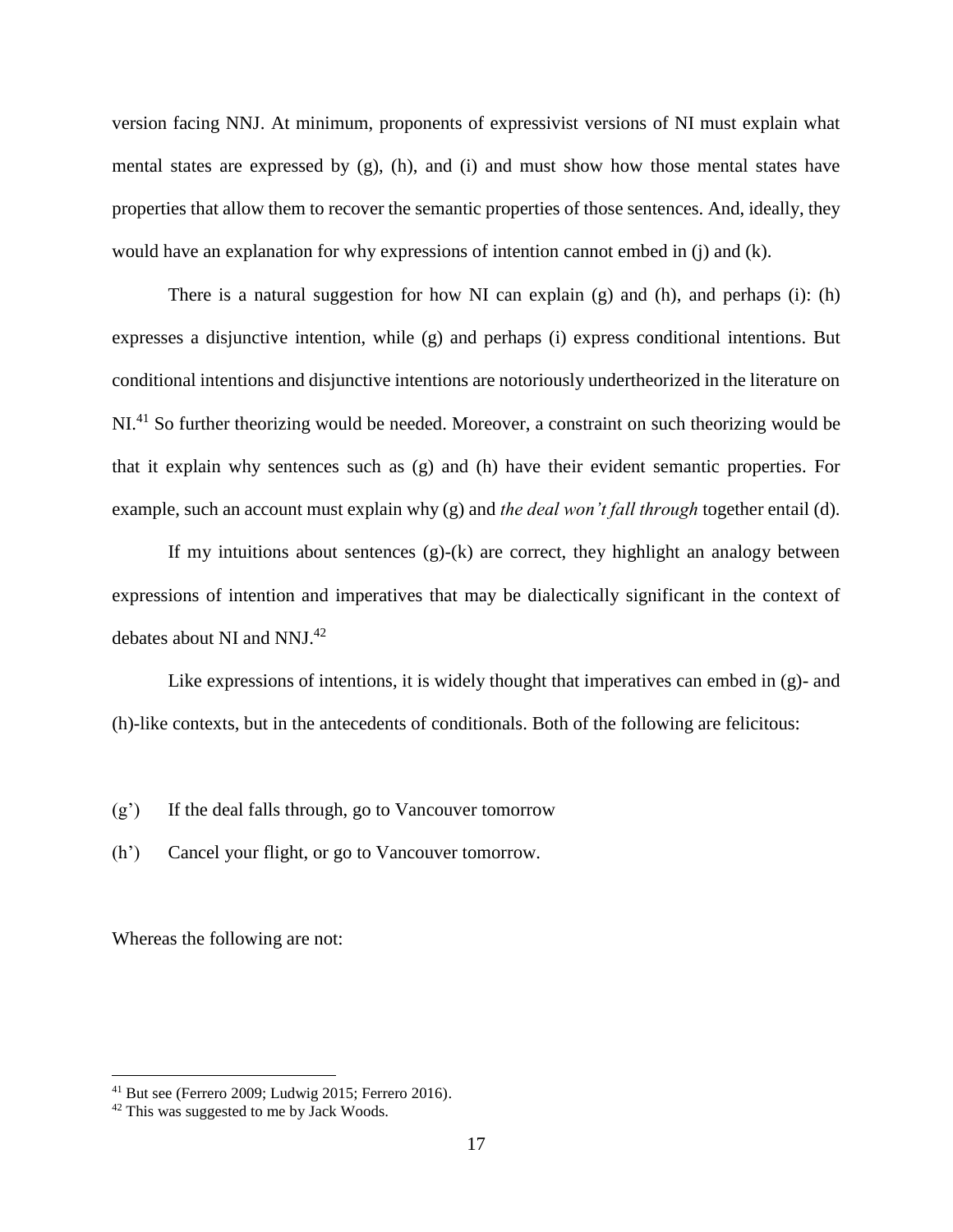version facing NNJ. At minimum, proponents of expressivist versions of NI must explain what mental states are expressed by (g), (h), and (i) and must show how those mental states have properties that allow them to recover the semantic properties of those sentences. And, ideally, they would have an explanation for why expressions of intention cannot embed in (j) and (k).

There is a natural suggestion for how NI can explain (g) and (h), and perhaps (i): (h) expresses a disjunctive intention, while (g) and perhaps (i) express conditional intentions. But conditional intentions and disjunctive intentions are notoriously undertheorized in the literature on NI.[41] So further theorizing would be needed. Moreover, a constraint on such theorizing would be that it explain why sentences such as (g) and (h) have their evident semantic properties. For example, such an account must explain why (g) and *the deal won't fall through* together entail (d).

If my intuitions about sentences (g)-(k) are correct, they highlight an analogy between expressions of intention and imperatives that may be dialectically significant in the context of debates about NI and NNJ.[42]

Like expressions of intentions, it is widely thought that imperatives can embed in (g)- and (h)-like contexts, but in the antecedents of conditionals. Both of the following are felicitous:

(g') If the deal falls through, go to Vancouver tomorrow

(h') Cancel your flight, or go to Vancouver tomorrow.

Whereas the following are not:

---

[41] But see (Ferrero 2009; Ludwig 2015; Ferrero 2016).

[42] This was suggested to me by Jack Woods.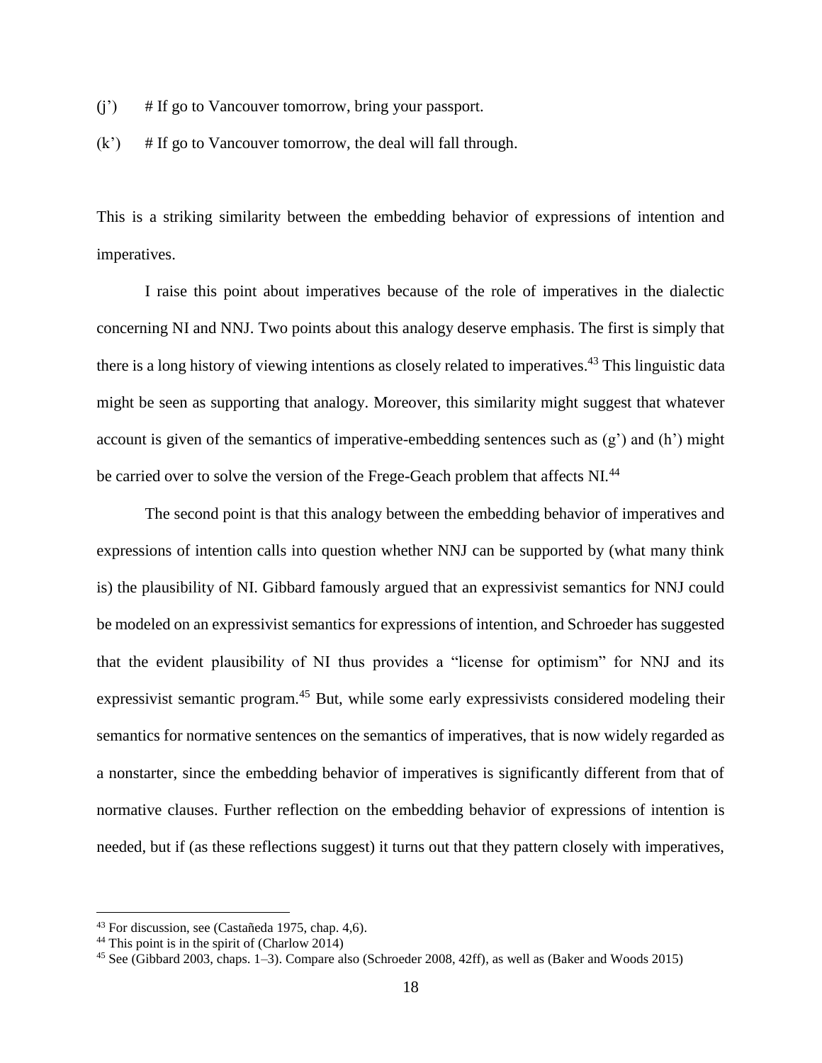(j’) # If go to Vancouver tomorrow, bring your passport.

(k’) # If go to Vancouver tomorrow, the deal will fall through.

This is a striking similarity between the embedding behavior of expressions of intention and imperatives.

I raise this point about imperatives because of the role of imperatives in the dialectic concerning NI and NNJ. Two points about this analogy deserve emphasis. The first is simply that there is a long history of viewing intentions as closely related to imperatives.[43] This linguistic data might be seen as supporting that analogy. Moreover, this similarity might suggest that whatever account is given of the semantics of imperative-embedding sentences such as (g’) and (h’) might be carried over to solve the version of the Frege-Geach problem that affects NI.[44]

The second point is that this analogy between the embedding behavior of imperatives and expressions of intention calls into question whether NNJ can be supported by (what many think is) the plausibility of NI. Gibbard famously argued that an expressivist semantics for NNJ could be modeled on an expressivist semantics for expressions of intention, and Schroeder has suggested that the evident plausibility of NI thus provides a “license for optimism” for NNJ and its expressivist semantic program.[45] But, while some early expressivists considered modeling their semantics for normative sentences on the semantics of imperatives, that is now widely regarded as a nonstarter, since the embedding behavior of imperatives is significantly different from that of normative clauses. Further reflection on the embedding behavior of expressions of intention is needed, but if (as these reflections suggest) it turns out that they pattern closely with imperatives,

---

[43] For discussion, see (Castañeda 1975, chap. 4,6).

[44] This point is in the spirit of (Charlow 2014)

[45] See (Gibbard 2003, chaps. 1–3). Compare also (Schroeder 2008, 42ff), as well as (Baker and Woods 2015)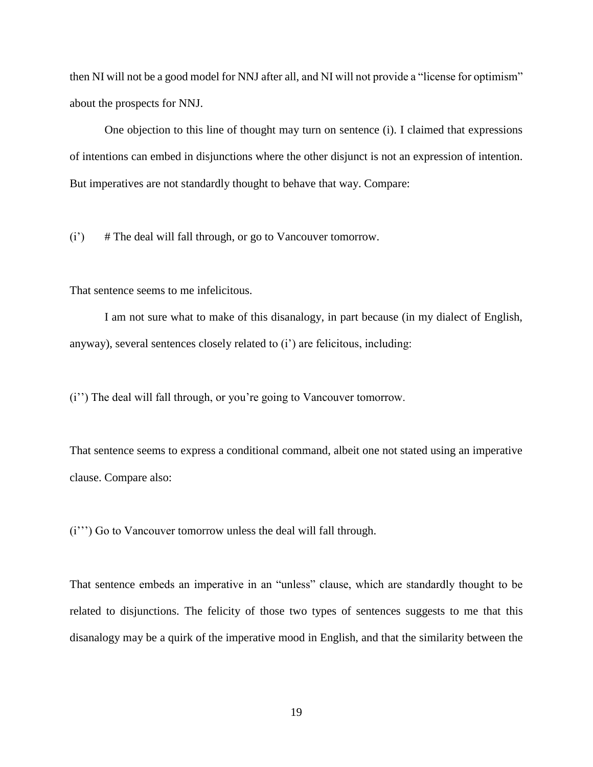then NI will not be a good model for NNJ after all, and NI will not provide a "license for optimism" about the prospects for NNJ.

One objection to this line of thought may turn on sentence (i). I claimed that expressions of intentions can embed in disjunctions where the other disjunct is not an expression of intention. But imperatives are not standardly thought to behave that way. Compare:

(i') # The deal will fall through, or go to Vancouver tomorrow.

That sentence seems to me infelicitous.

I am not sure what to make of this disanalogy, in part because (in my dialect of English, anyway), several sentences closely related to (i') are felicitous, including:

(i'') The deal will fall through, or you're going to Vancouver tomorrow.

That sentence seems to express a conditional command, albeit one not stated using an imperative clause. Compare also:

(i''') Go to Vancouver tomorrow unless the deal will fall through.

That sentence embeds an imperative in an "unless" clause, which are standardly thought to be related to disjunctions. The felicity of those two types of sentences suggests to me that this disanalogy may be a quirk of the imperative mood in English, and that the similarity between the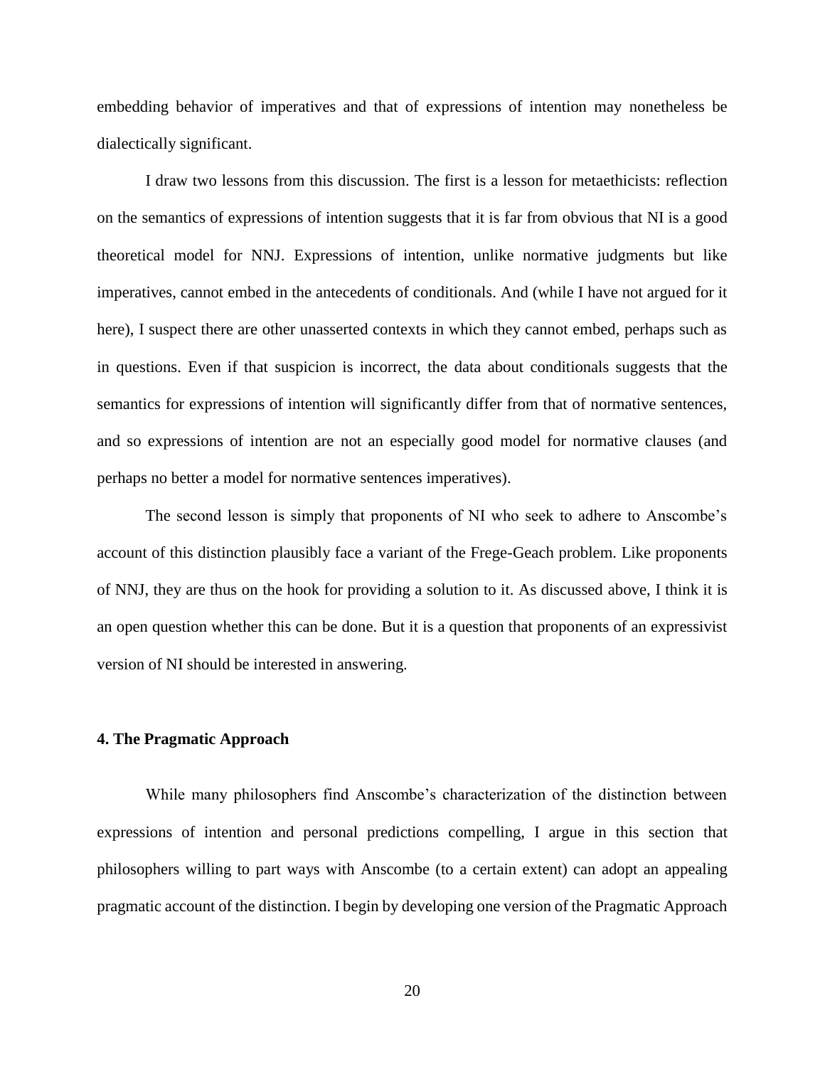embedding behavior of imperatives and that of expressions of intention may nonetheless be dialectically significant.

I draw two lessons from this discussion. The first is a lesson for metaethicists: reflection on the semantics of expressions of intention suggests that it is far from obvious that NI is a good theoretical model for NNJ. Expressions of intention, unlike normative judgments but like imperatives, cannot embed in the antecedents of conditionals. And (while I have not argued for it here), I suspect there are other unasserted contexts in which they cannot embed, perhaps such as in questions. Even if that suspicion is incorrect, the data about conditionals suggests that the semantics for expressions of intention will significantly differ from that of normative sentences, and so expressions of intention are not an especially good model for normative clauses (and perhaps no better a model for normative sentences imperatives).

The second lesson is simply that proponents of NI who seek to adhere to Anscombe's account of this distinction plausibly face a variant of the Frege-Geach problem. Like proponents of NNJ, they are thus on the hook for providing a solution to it. As discussed above, I think it is an open question whether this can be done. But it is a question that proponents of an expressivist version of NI should be interested in answering.

### 4. The Pragmatic Approach

While many philosophers find Anscombe's characterization of the distinction between expressions of intention and personal predictions compelling, I argue in this section that philosophers willing to part ways with Anscombe (to a certain extent) can adopt an appealing pragmatic account of the distinction. I begin by developing one version of the Pragmatic Approach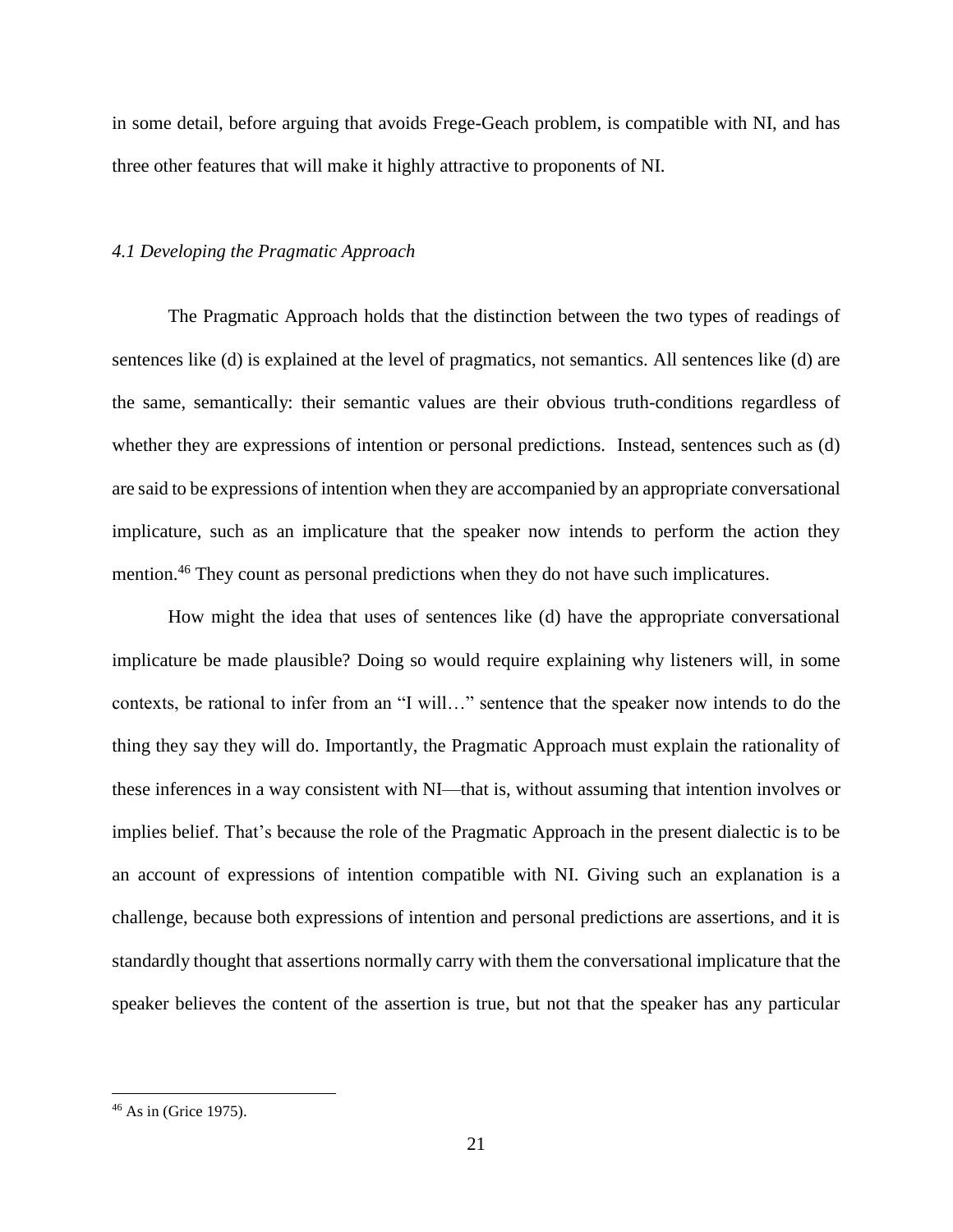in some detail, before arguing that avoids Frege-Geach problem, is compatible with NI, and has three other features that will make it highly attractive to proponents of NI.

### *4.1 Developing the Pragmatic Approach*

The Pragmatic Approach holds that the distinction between the two types of readings of sentences like (d) is explained at the level of pragmatics, not semantics. All sentences like (d) are the same, semantically: their semantic values are their obvious truth-conditions regardless of whether they are expressions of intention or personal predictions. Instead, sentences such as (d) are said to be expressions of intention when they are accompanied by an appropriate conversational implicature, such as an implicature that the speaker now intends to perform the action they mention.[46] They count as personal predictions when they do not have such implicatures.

How might the idea that uses of sentences like (d) have the appropriate conversational implicature be made plausible? Doing so would require explaining why listeners will, in some contexts, be rational to infer from an "I will…" sentence that the speaker now intends to do the thing they say they will do. Importantly, the Pragmatic Approach must explain the rationality of these inferences in a way consistent with NI—that is, without assuming that intention involves or implies belief. That's because the role of the Pragmatic Approach in the present dialectic is to be an account of expressions of intention compatible with NI. Giving such an explanation is a challenge, because both expressions of intention and personal predictions are assertions, and it is standardly thought that assertions normally carry with them the conversational implicature that the speaker believes the content of the assertion is true, but not that the speaker has any particular

---

[46] As in (Grice 1975).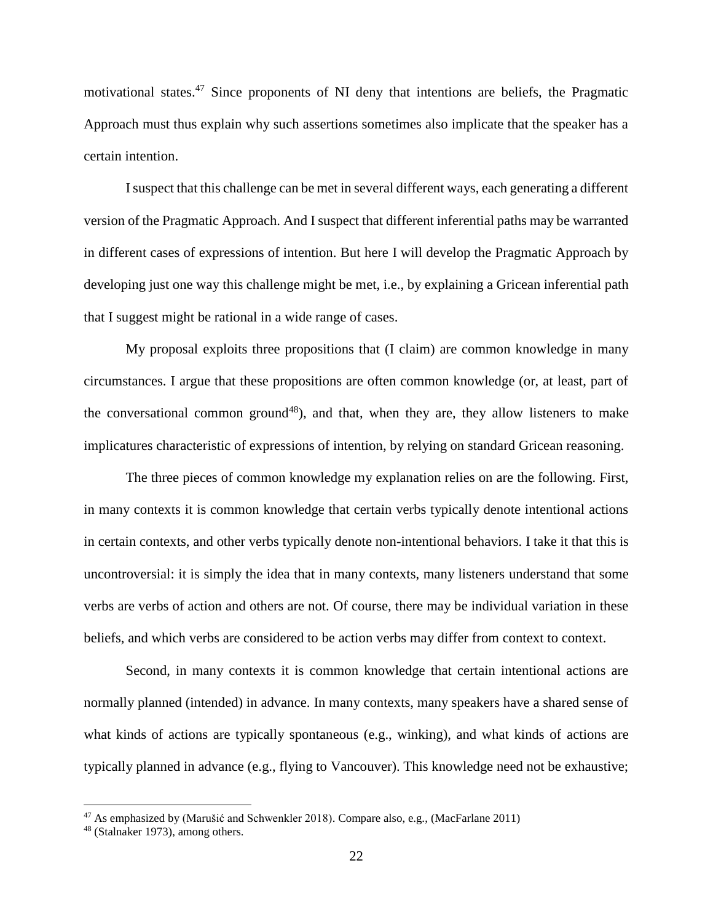motivational states.[47] Since proponents of NI deny that intentions are beliefs, the Pragmatic Approach must thus explain why such assertions sometimes also implicate that the speaker has a certain intention.

I suspect that this challenge can be met in several different ways, each generating a different version of the Pragmatic Approach. And I suspect that different inferential paths may be warranted in different cases of expressions of intention. But here I will develop the Pragmatic Approach by developing just one way this challenge might be met, i.e., by explaining a Gricean inferential path that I suggest might be rational in a wide range of cases.

My proposal exploits three propositions that (I claim) are common knowledge in many circumstances. I argue that these propositions are often common knowledge (or, at least, part of the conversational common ground[48]), and that, when they are, they allow listeners to make implicatures characteristic of expressions of intention, by relying on standard Gricean reasoning.

The three pieces of common knowledge my explanation relies on are the following. First, in many contexts it is common knowledge that certain verbs typically denote intentional actions in certain contexts, and other verbs typically denote non-intentional behaviors. I take it that this is uncontroversial: it is simply the idea that in many contexts, many listeners understand that some verbs are verbs of action and others are not. Of course, there may be individual variation in these beliefs, and which verbs are considered to be action verbs may differ from context to context.

Second, in many contexts it is common knowledge that certain intentional actions are normally planned (intended) in advance. In many contexts, many speakers have a shared sense of what kinds of actions are typically spontaneous (e.g., winking), and what kinds of actions are typically planned in advance (e.g., flying to Vancouver). This knowledge need not be exhaustive;

[47] As emphasized by (Marušić and Schwenkler 2018). Compare also, e.g., (MacFarlane 2011)

[48] (Stalnaker 1973), among others.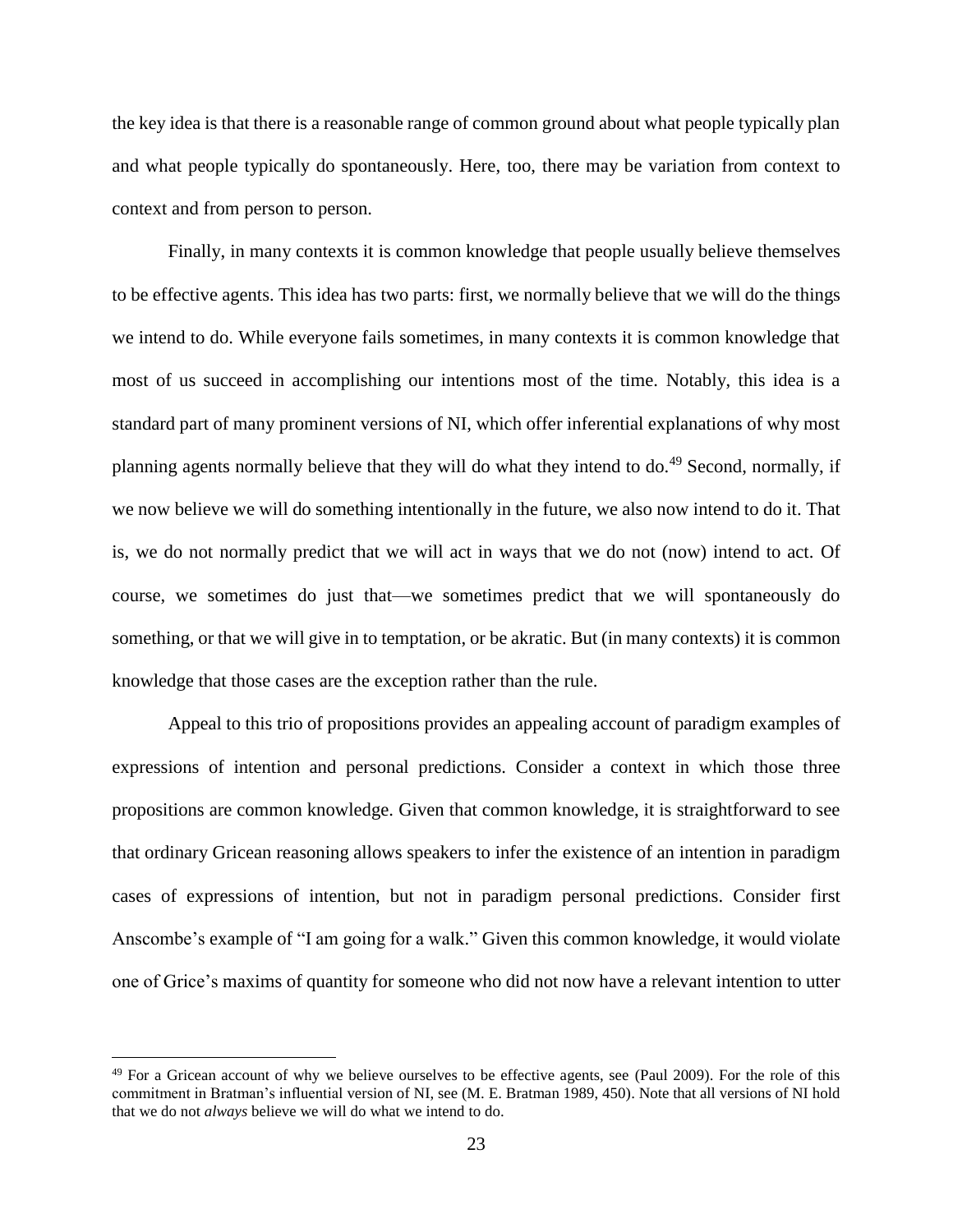the key idea is that there is a reasonable range of common ground about what people typically plan and what people typically do spontaneously. Here, too, there may be variation from context to context and from person to person.

Finally, in many contexts it is common knowledge that people usually believe themselves to be effective agents. This idea has two parts: first, we normally believe that we will do the things we intend to do. While everyone fails sometimes, in many contexts it is common knowledge that most of us succeed in accomplishing our intentions most of the time. Notably, this idea is a standard part of many prominent versions of NI, which offer inferential explanations of why most planning agents normally believe that they will do what they intend to do.[49] Second, normally, if we now believe we will do something intentionally in the future, we also now intend to do it. That is, we do not normally predict that we will act in ways that we do not (now) intend to act. Of course, we sometimes do just that—we sometimes predict that we will spontaneously do something, or that we will give in to temptation, or be akratic. But (in many contexts) it is common knowledge that those cases are the exception rather than the rule.

Appeal to this trio of propositions provides an appealing account of paradigm examples of expressions of intention and personal predictions. Consider a context in which those three propositions are common knowledge. Given that common knowledge, it is straightforward to see that ordinary Gricean reasoning allows speakers to infer the existence of an intention in paradigm cases of expressions of intention, but not in paradigm personal predictions. Consider first Anscombe's example of "I am going for a walk." Given this common knowledge, it would violate one of Grice's maxims of quantity for someone who did not now have a relevant intention to utter

[49] For a Gricean account of why we believe ourselves to be effective agents, see (Paul 2009). For the role of this commitment in Bratman's influential version of NI, see (M. E. Bratman 1989, 450). Note that all versions of NI hold that we do not *always* believe we will do what we intend to do.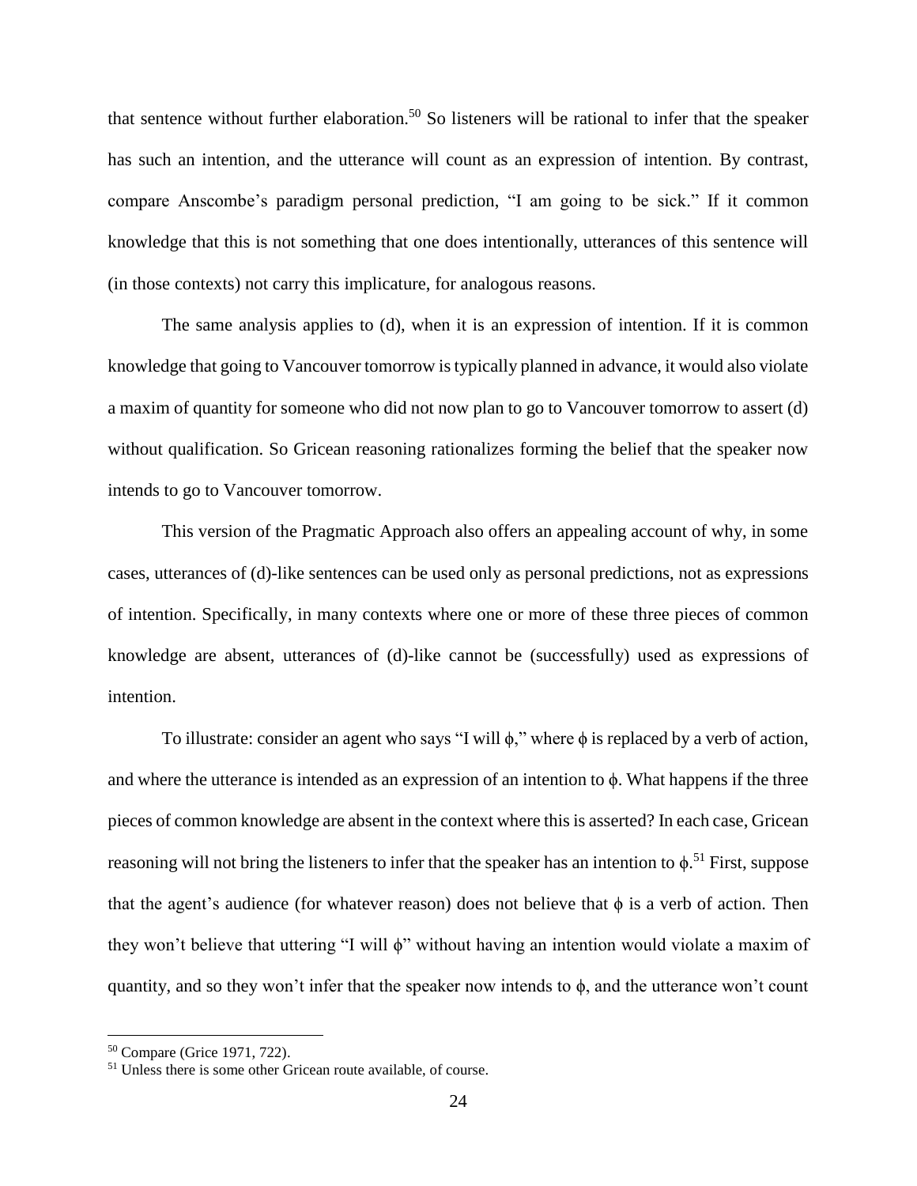that sentence without further elaboration.[50] So listeners will be rational to infer that the speaker has such an intention, and the utterance will count as an expression of intention. By contrast, compare Anscombe's paradigm personal prediction, "I am going to be sick." If it common knowledge that this is not something that one does intentionally, utterances of this sentence will (in those contexts) not carry this implicature, for analogous reasons.

The same analysis applies to (d), when it is an expression of intention. If it is common knowledge that going to Vancouver tomorrow is typically planned in advance, it would also violate a maxim of quantity for someone who did not now plan to go to Vancouver tomorrow to assert (d) without qualification. So Gricean reasoning rationalizes forming the belief that the speaker now intends to go to Vancouver tomorrow.

This version of the Pragmatic Approach also offers an appealing account of why, in some cases, utterances of (d)-like sentences can be used only as personal predictions, not as expressions of intention. Specifically, in many contexts where one or more of these three pieces of common knowledge are absent, utterances of (d)-like cannot be (successfully) used as expressions of intention.

To illustrate: consider an agent who says "I will $\phi$," where $\phi$ is replaced by a verb of action, and where the utterance is intended as an expression of an intention to $\phi$. What happens if the three pieces of common knowledge are absent in the context where this is asserted? In each case, Gricean reasoning will not bring the listeners to infer that the speaker has an intention to $\phi$.[51] First, suppose that the agent's audience (for whatever reason) does not believe that $\phi$ is a verb of action. Then they won't believe that uttering "I will $\phi$" without having an intention would violate a maxim of quantity, and so they won't infer that the speaker now intends to $\phi$, and the utterance won't count

[50] Compare (Grice 1971, 722).

[51] Unless there is some other Gricean route available, of course.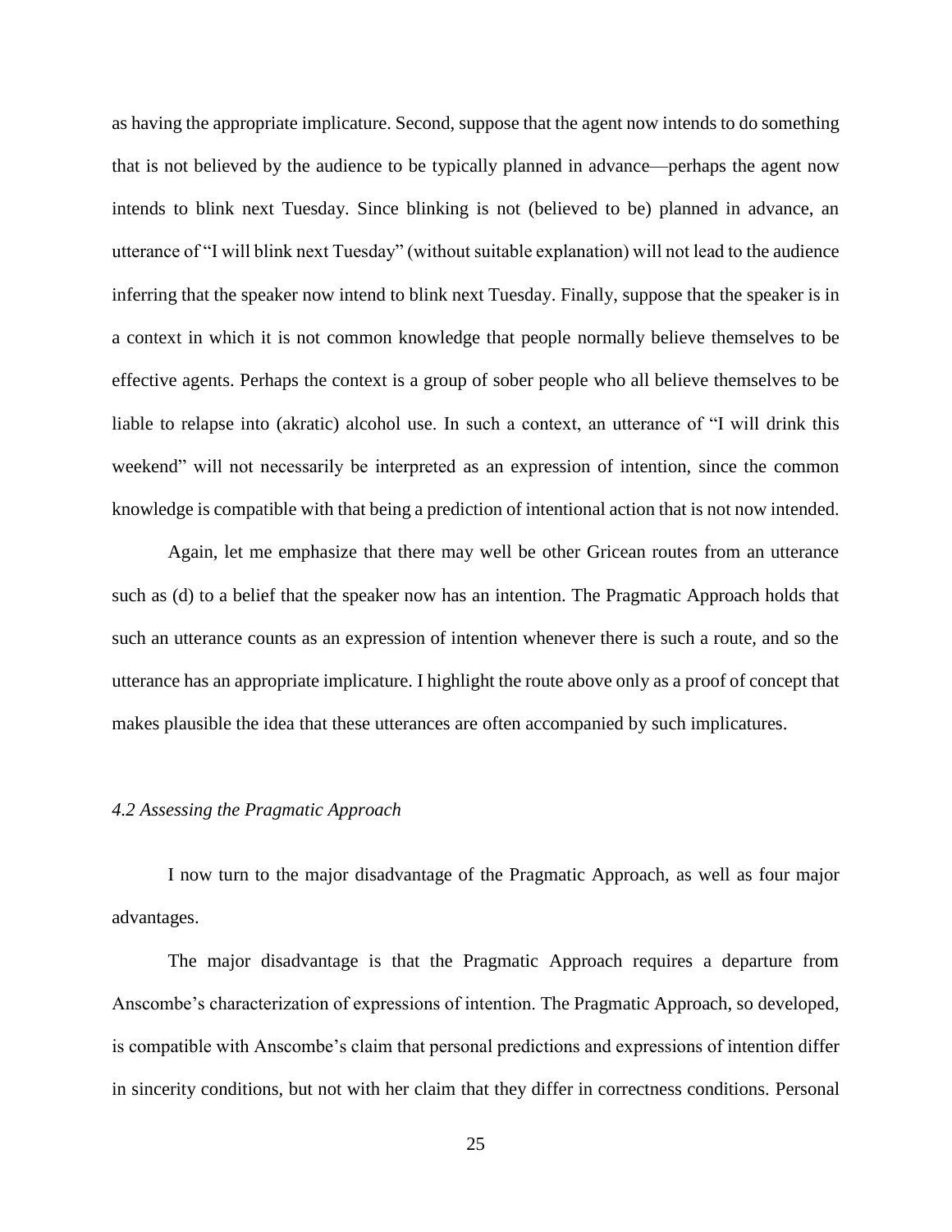as having the appropriate implicature. Second, suppose that the agent now intends to do something that is not believed by the audience to be typically planned in advance—perhaps the agent now intends to blink next Tuesday. Since blinking is not (believed to be) planned in advance, an utterance of "I will blink next Tuesday" (without suitable explanation) will not lead to the audience inferring that the speaker now intend to blink next Tuesday. Finally, suppose that the speaker is in a context in which it is not common knowledge that people normally believe themselves to be effective agents. Perhaps the context is a group of sober people who all believe themselves to be liable to relapse into (akratic) alcohol use. In such a context, an utterance of "I will drink this weekend" will not necessarily be interpreted as an expression of intention, since the common knowledge is compatible with that being a prediction of intentional action that is not now intended.

Again, let me emphasize that there may well be other Gricean routes from an utterance such as (d) to a belief that the speaker now has an intention. The Pragmatic Approach holds that such an utterance counts as an expression of intention whenever there is such a route, and so the utterance has an appropriate implicature. I highlight the route above only as a proof of concept that makes plausible the idea that these utterances are often accompanied by such implicatures.

### *4.2 Assessing the Pragmatic Approach*

I now turn to the major disadvantage of the Pragmatic Approach, as well as four major advantages.

The major disadvantage is that the Pragmatic Approach requires a departure from Anscombe's characterization of expressions of intention. The Pragmatic Approach, so developed, is compatible with Anscombe's claim that personal predictions and expressions of intention differ in sincerity conditions, but not with her claim that they differ in correctness conditions. Personal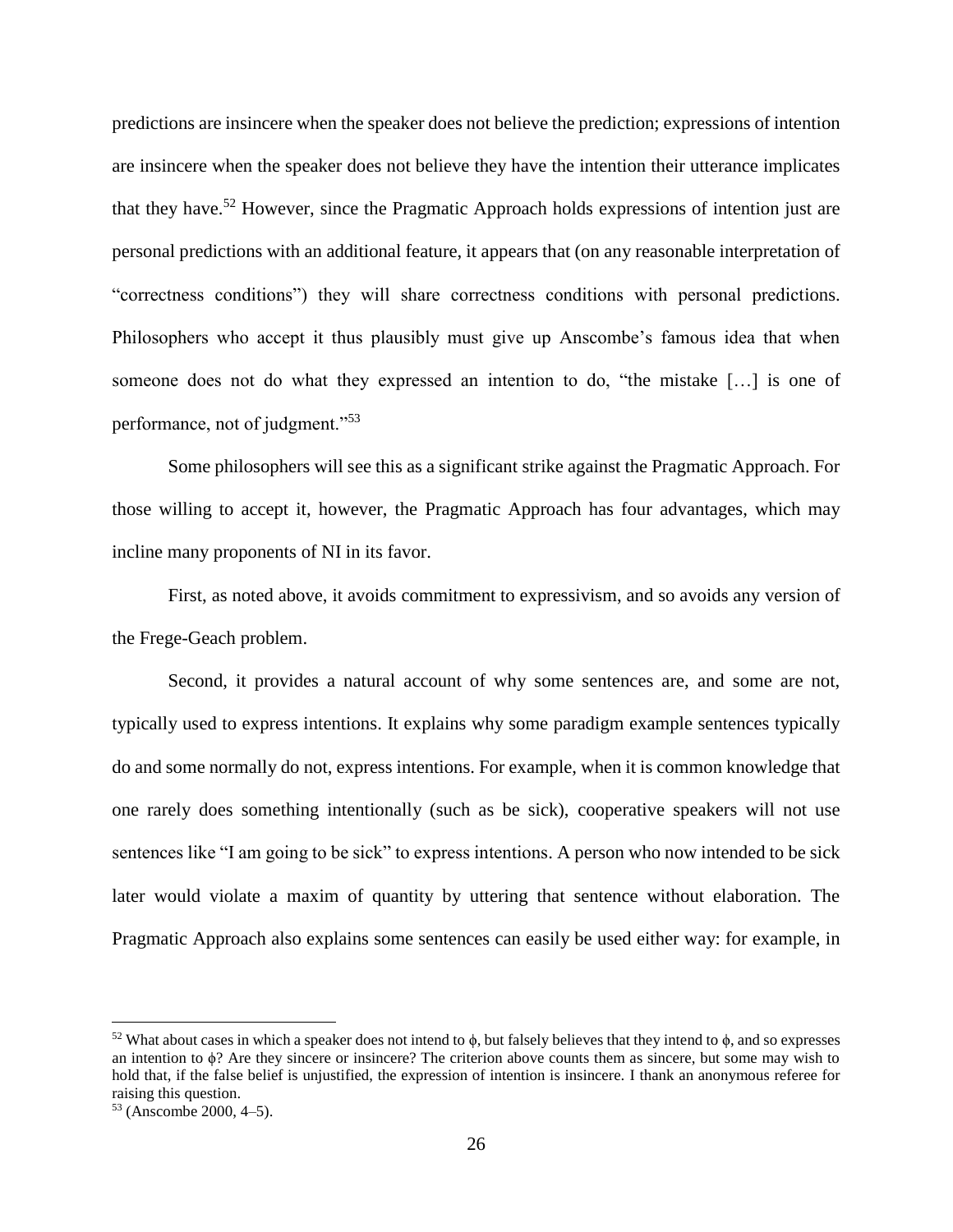predictions are insincere when the speaker does not believe the prediction; expressions of intention are insincere when the speaker does not believe they have the intention their utterance implicates that they have.[52] However, since the Pragmatic Approach holds expressions of intention just are personal predictions with an additional feature, it appears that (on any reasonable interpretation of "correctness conditions") they will share correctness conditions with personal predictions. Philosophers who accept it thus plausibly must give up Anscombe's famous idea that when someone does not do what they expressed an intention to do, "the mistake […] is one of performance, not of judgment."[53]

Some philosophers will see this as a significant strike against the Pragmatic Approach. For those willing to accept it, however, the Pragmatic Approach has four advantages, which may incline many proponents of NI in its favor.

First, as noted above, it avoids commitment to expressivism, and so avoids any version of the Frege-Geach problem.

Second, it provides a natural account of why some sentences are, and some are not, typically used to express intentions. It explains why some paradigm example sentences typically do and some normally do not, express intentions. For example, when it is common knowledge that one rarely does something intentionally (such as be sick), cooperative speakers will not use sentences like "I am going to be sick" to express intentions. A person who now intended to be sick later would violate a maxim of quantity by uttering that sentence without elaboration. The Pragmatic Approach also explains some sentences can easily be used either way: for example, in

---

[52] What about cases in which a speaker does not intend to $\phi$, but falsely believes that they intend to $\phi$, and so expresses an intention to $\phi$? Are they sincere or insincere? The criterion above counts them as sincere, but some may wish to hold that, if the false belief is unjustified, the expression of intention is insincere. I thank an anonymous referee for raising this question.

[53] (Anscombe 2000, 4–5).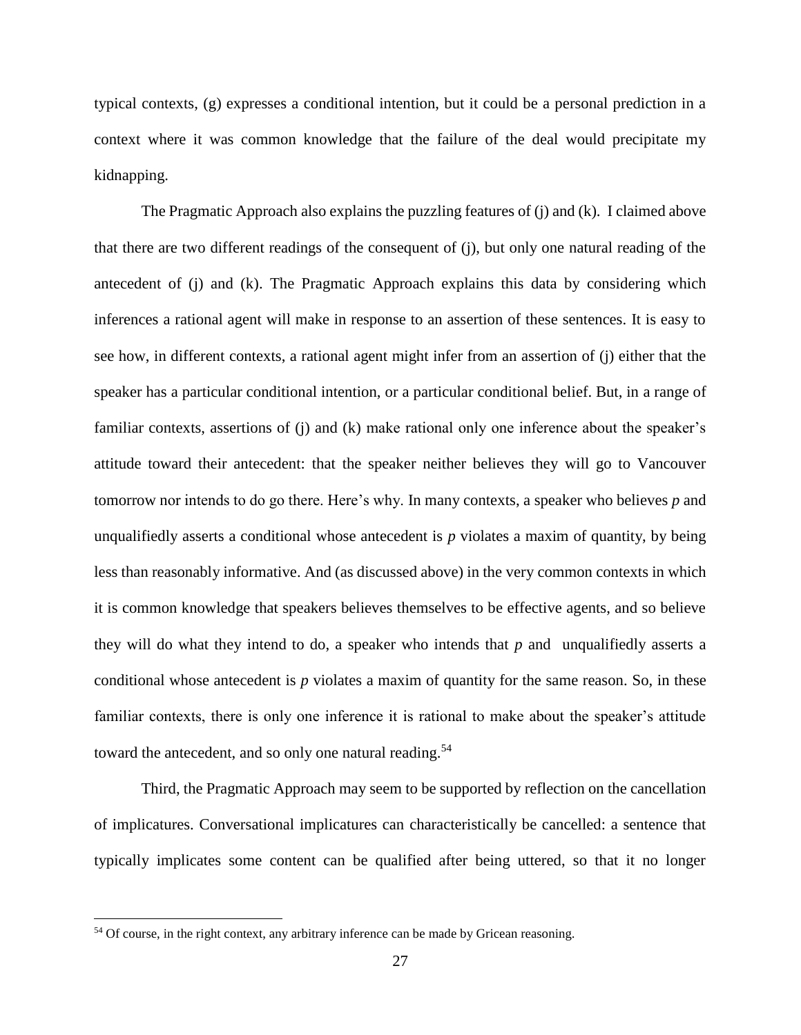typical contexts, (g) expresses a conditional intention, but it could be a personal prediction in a context where it was common knowledge that the failure of the deal would precipitate my kidnapping.

The Pragmatic Approach also explains the puzzling features of (j) and (k). I claimed above that there are two different readings of the consequent of (j), but only one natural reading of the antecedent of (j) and (k). The Pragmatic Approach explains this data by considering which inferences a rational agent will make in response to an assertion of these sentences. It is easy to see how, in different contexts, a rational agent might infer from an assertion of (j) either that the speaker has a particular conditional intention, or a particular conditional belief. But, in a range of familiar contexts, assertions of (j) and (k) make rational only one inference about the speaker's attitude toward their antecedent: that the speaker neither believes they will go to Vancouver tomorrow nor intends to do go there. Here's why. In many contexts, a speaker who believes *p* and unqualifiedly asserts a conditional whose antecedent is *p* violates a maxim of quantity, by being less than reasonably informative. And (as discussed above) in the very common contexts in which it is common knowledge that speakers believes themselves to be effective agents, and so believe they will do what they intend to do, a speaker who intends that *p* and unqualifiedly asserts a conditional whose antecedent is *p* violates a maxim of quantity for the same reason. So, in these familiar contexts, there is only one inference it is rational to make about the speaker's attitude toward the antecedent, and so only one natural reading.[54]

Third, the Pragmatic Approach may seem to be supported by reflection on the cancellation of implicatures. Conversational implicatures can characteristically be cancelled: a sentence that typically implicates some content can be qualified after being uttered, so that it no longer

[54] Of course, in the right context, any arbitrary inference can be made by Gricean reasoning.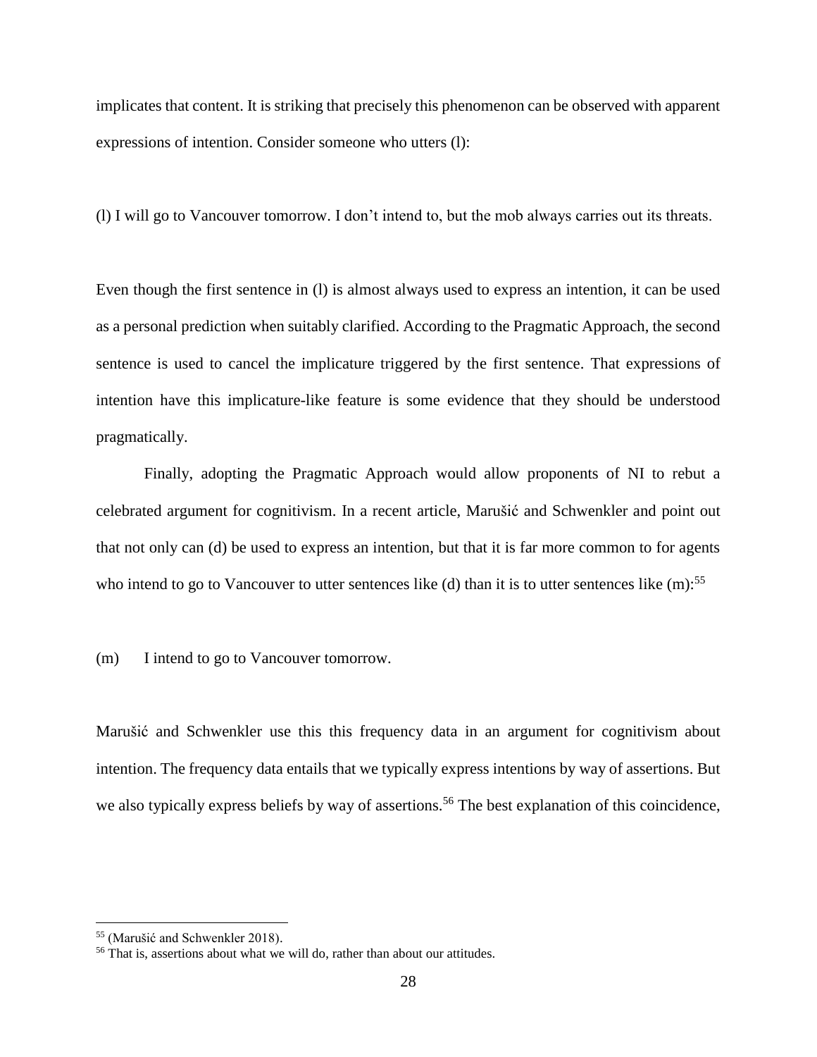implicates that content. It is striking that precisely this phenomenon can be observed with apparent expressions of intention. Consider someone who utters (l):

(l) I will go to Vancouver tomorrow. I don't intend to, but the mob always carries out its threats.

Even though the first sentence in (l) is almost always used to express an intention, it can be used as a personal prediction when suitably clarified. According to the Pragmatic Approach, the second sentence is used to cancel the implicature triggered by the first sentence. That expressions of intention have this implicature-like feature is some evidence that they should be understood pragmatically.

Finally, adopting the Pragmatic Approach would allow proponents of NI to rebut a celebrated argument for cognitivism. In a recent article, Marušić and Schwenkler and point out that not only can (d) be used to express an intention, but that it is far more common to for agents who intend to go to Vancouver to utter sentences like (d) than it is to utter sentences like (m):[55]

(m) I intend to go to Vancouver tomorrow.

Marušić and Schwenkler use this this frequency data in an argument for cognitivism about intention. The frequency data entails that we typically express intentions by way of assertions. But we also typically express beliefs by way of assertions.[56] The best explanation of this coincidence,

[55] (Marušić and Schwenkler 2018).

[56] That is, assertions about what we will do, rather than about our attitudes.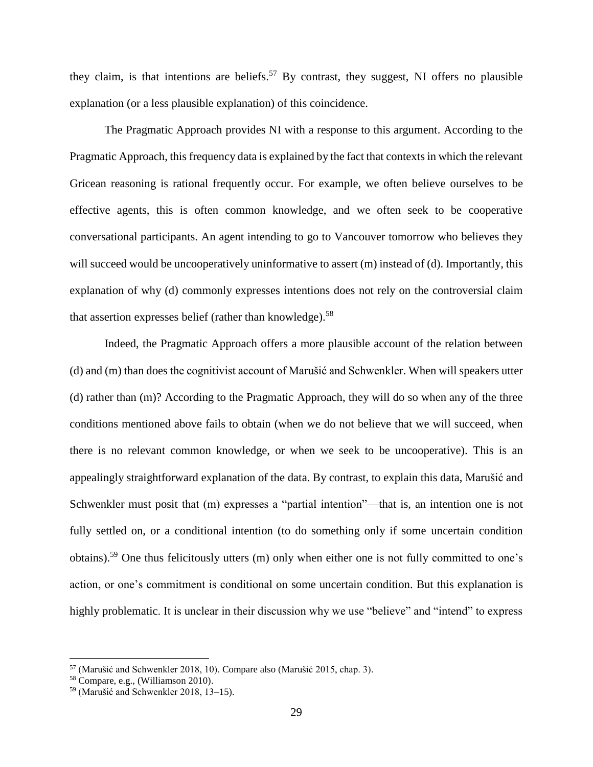they claim, is that intentions are beliefs.[57] By contrast, they suggest, NI offers no plausible explanation (or a less plausible explanation) of this coincidence.

The Pragmatic Approach provides NI with a response to this argument. According to the Pragmatic Approach, this frequency data is explained by the fact that contexts in which the relevant Gricean reasoning is rational frequently occur. For example, we often believe ourselves to be effective agents, this is often common knowledge, and we often seek to be cooperative conversational participants. An agent intending to go to Vancouver tomorrow who believes they will succeed would be uncooperatively uninformative to assert (m) instead of (d). Importantly, this explanation of why (d) commonly expresses intentions does not rely on the controversial claim that assertion expresses belief (rather than knowledge).[58]

Indeed, the Pragmatic Approach offers a more plausible account of the relation between (d) and (m) than does the cognitivist account of Marušić and Schwenkler. When will speakers utter (d) rather than (m)? According to the Pragmatic Approach, they will do so when any of the three conditions mentioned above fails to obtain (when we do not believe that we will succeed, when there is no relevant common knowledge, or when we seek to be uncooperative). This is an appealingly straightforward explanation of the data. By contrast, to explain this data, Marušić and Schwenkler must posit that (m) expresses a "partial intention"—that is, an intention one is not fully settled on, or a conditional intention (to do something only if some uncertain condition obtains).[59] One thus felicitously utters (m) only when either one is not fully committed to one's action, or one's commitment is conditional on some uncertain condition. But this explanation is highly problematic. It is unclear in their discussion why we use "believe" and "intend" to express

---

[57] (Marušić and Schwenkler 2018, 10). Compare also (Marušić 2015, chap. 3).

[58] Compare, e.g., (Williamson 2010).

[59] (Marušić and Schwenkler 2018, 13–15).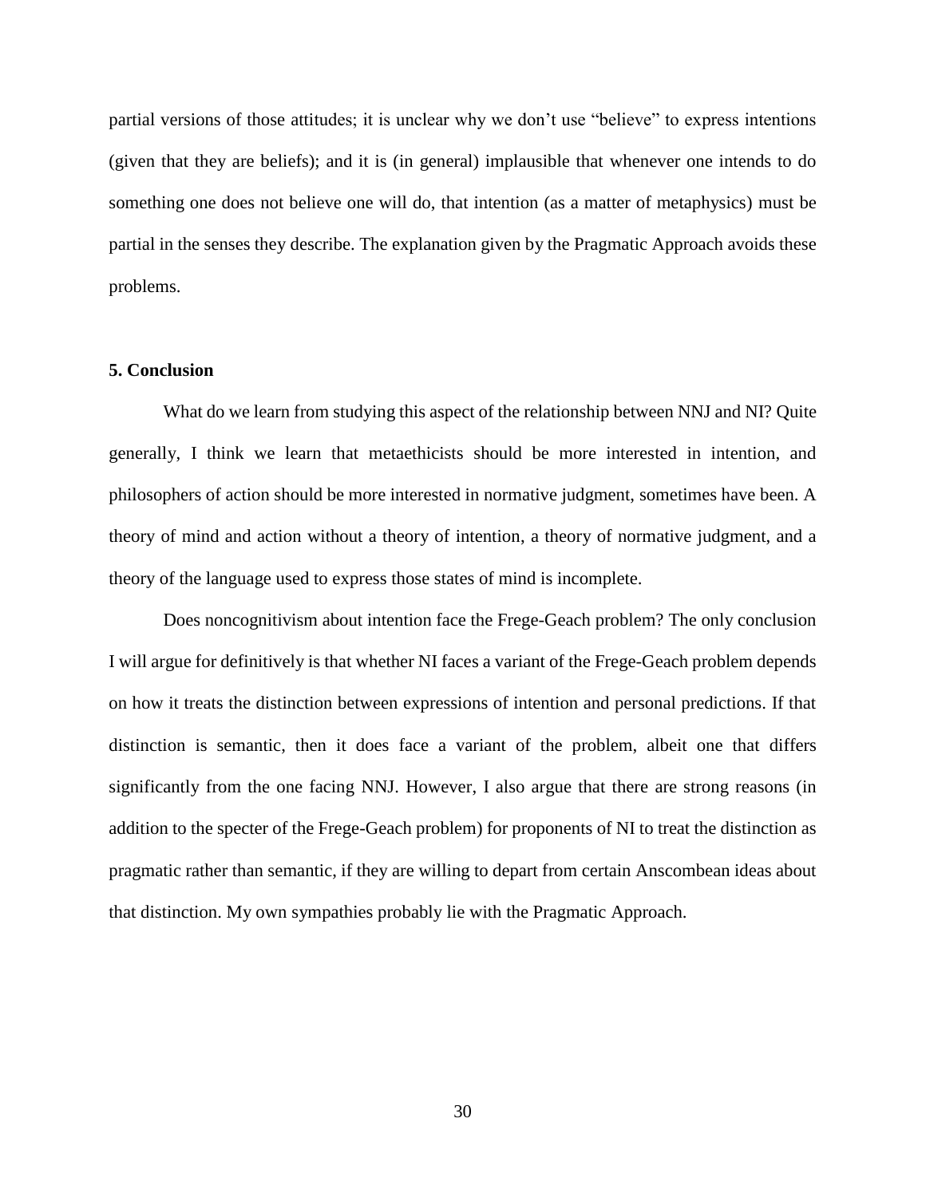partial versions of those attitudes; it is unclear why we don't use "believe" to express intentions (given that they are beliefs); and it is (in general) implausible that whenever one intends to do something one does not believe one will do, that intention (as a matter of metaphysics) must be partial in the senses they describe. The explanation given by the Pragmatic Approach avoids these problems.

## 5. Conclusion

What do we learn from studying this aspect of the relationship between NNJ and NI? Quite generally, I think we learn that metaethicists should be more interested in intention, and philosophers of action should be more interested in normative judgment, sometimes have been. A theory of mind and action without a theory of intention, a theory of normative judgment, and a theory of the language used to express those states of mind is incomplete.

Does noncognitivism about intention face the Frege-Geach problem? The only conclusion I will argue for definitively is that whether NI faces a variant of the Frege-Geach problem depends on how it treats the distinction between expressions of intention and personal predictions. If that distinction is semantic, then it does face a variant of the problem, albeit one that differs significantly from the one facing NNJ. However, I also argue that there are strong reasons (in addition to the specter of the Frege-Geach problem) for proponents of NI to treat the distinction as pragmatic rather than semantic, if they are willing to depart from certain Anscombean ideas about that distinction. My own sympathies probably lie with the Pragmatic Approach.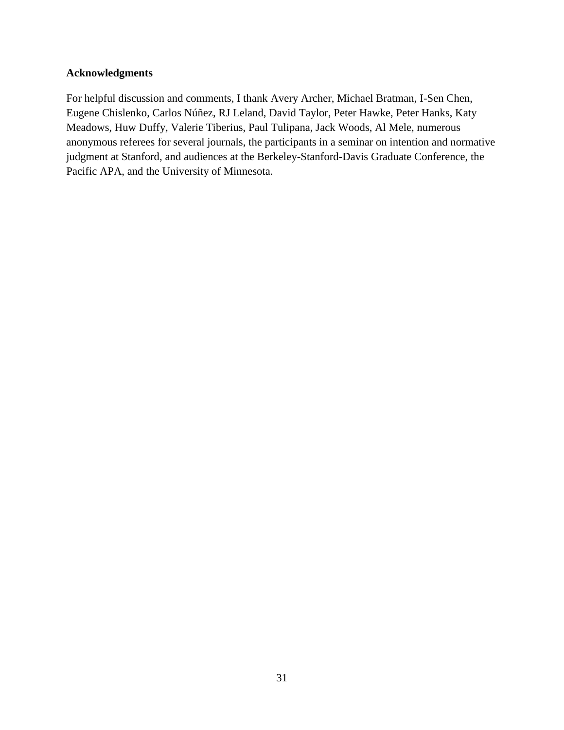**Acknowledgments**

For helpful discussion and comments, I thank Avery Archer, Michael Bratman, I-Sen Chen, Eugene Chislenko, Carlos Núñez, RJ Leland, David Taylor, Peter Hawke, Peter Hanks, Katy Meadows, Huw Duffy, Valerie Tiberius, Paul Tulipana, Jack Woods, Al Mele, numerous anonymous referees for several journals, the participants in a seminar on intention and normative judgment at Stanford, and audiences at the Berkeley-Stanford-Davis Graduate Conference, the Pacific APA, and the University of Minnesota.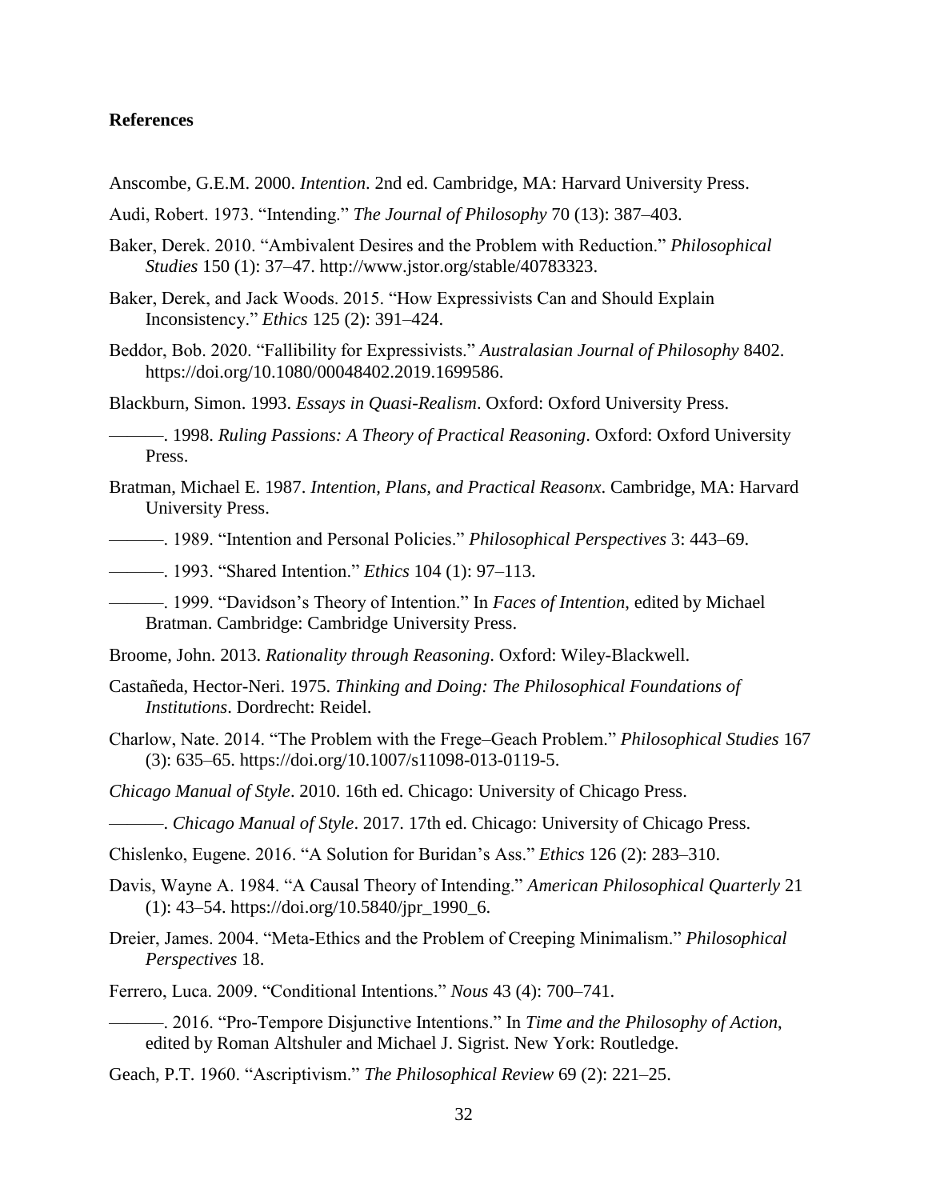**References**

Anscombe, G.E.M. 2000. *Intention*. 2nd ed. Cambridge, MA: Harvard University Press.

Audi, Robert. 1973. "Intending." *The Journal of Philosophy* 70 (13): 387–403.

Baker, Derek. 2010. "Ambivalent Desires and the Problem with Reduction." *Philosophical Studies* 150 (1): 37–47. http://www.jstor.org/stable/40783323.

Baker, Derek, and Jack Woods. 2015. "How Expressivists Can and Should Explain Inconsistency." *Ethics* 125 (2): 391–424.

Beddor, Bob. 2020. "Fallibility for Expressivists." *Australasian Journal of Philosophy* 8402. https://doi.org/10.1080/00048402.2019.1699586.

Blackburn, Simon. 1993. *Essays in Quasi-Realism*. Oxford: Oxford University Press.

———. 1998. *Ruling Passions: A Theory of Practical Reasoning*. Oxford: Oxford University Press.

Bratman, Michael E. 1987. *Intention, Plans, and Practical Reasonx*. Cambridge, MA: Harvard University Press.

———. 1989. "Intention and Personal Policies." *Philosophical Perspectives* 3: 443–69.

———. 1993. "Shared Intention." *Ethics* 104 (1): 97–113.

———. 1999. "Davidson's Theory of Intention." In *Faces of Intention*, edited by Michael Bratman. Cambridge: Cambridge University Press.

Broome, John. 2013. *Rationality through Reasoning*. Oxford: Wiley-Blackwell.

Castañeda, Hector-Neri. 1975. *Thinking and Doing: The Philosophical Foundations of Institutions*. Dordrecht: Reidel.

Charlow, Nate. 2014. "The Problem with the Frege–Geach Problem." *Philosophical Studies* 167 (3): 635–65. https://doi.org/10.1007/s11098-013-0119-5.

*Chicago Manual of Style*. 2010. 16th ed. Chicago: University of Chicago Press.

———. *Chicago Manual of Style*. 2017. 17th ed. Chicago: University of Chicago Press.

Chislenko, Eugene. 2016. "A Solution for Buridan's Ass." *Ethics* 126 (2): 283–310.

Davis, Wayne A. 1984. "A Causal Theory of Intending." *American Philosophical Quarterly* 21 (1): 43–54. https://doi.org/10.5840/jpr_1990_6.

Dreier, James. 2004. "Meta-Ethics and the Problem of Creeping Minimalism." *Philosophical Perspectives* 18.

Ferrero, Luca. 2009. "Conditional Intentions." *Nous* 43 (4): 700–741.

———. 2016. "Pro-Tempore Disjunctive Intentions." In *Time and the Philosophy of Action*, edited by Roman Altshuler and Michael J. Sigrist. New York: Routledge.

Geach, P.T. 1960. "Ascriptivism." *The Philosophical Review* 69 (2): 221–25.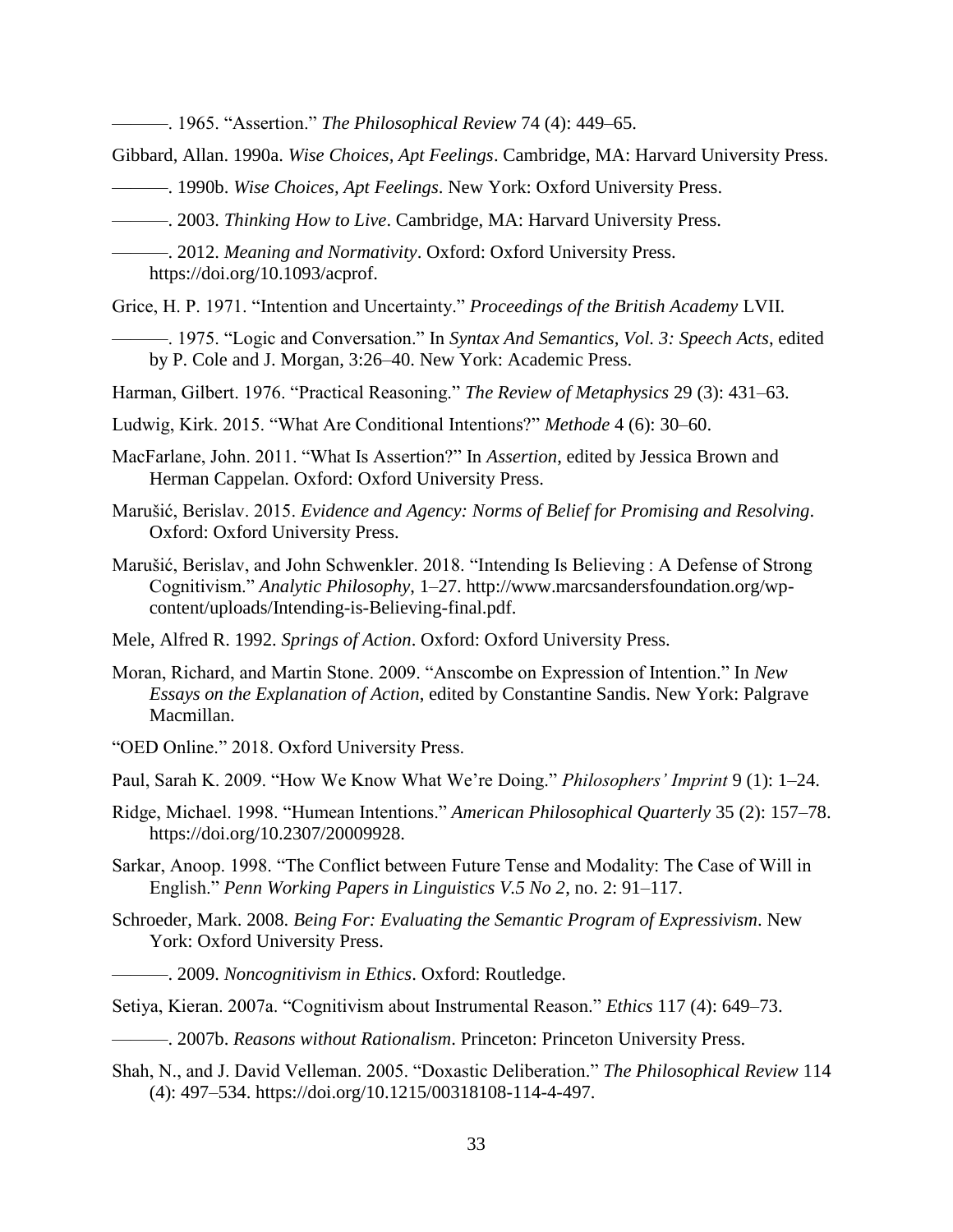———. 1965. “Assertion.” *The Philosophical Review* 74 (4): 449–65.

Gibbard, Allan. 1990a. *Wise Choices, Apt Feelings*. Cambridge, MA: Harvard University Press.

———. 1990b. *Wise Choices, Apt Feelings*. New York: Oxford University Press.

———. 2003. *Thinking How to Live*. Cambridge, MA: Harvard University Press.

———. 2012. *Meaning and Normativity*. Oxford: Oxford University Press. https://doi.org/10.1093/acprof.

Grice, H. P. 1971. “Intention and Uncertainty.” *Proceedings of the British Academy* LVII.

———. 1975. “Logic and Conversation.” In *Syntax And Semantics, Vol. 3: Speech Acts*, edited by P. Cole and J. Morgan, 3:26–40. New York: Academic Press.

Harman, Gilbert. 1976. “Practical Reasoning.” *The Review of Metaphysics* 29 (3): 431–63.

Ludwig, Kirk. 2015. “What Are Conditional Intentions?” *Methode* 4 (6): 30–60.

MacFarlane, John. 2011. “What Is Assertion?” In *Assertion*, edited by Jessica Brown and Herman Cappelan. Oxford: Oxford University Press.

Marušić, Berislav. 2015. *Evidence and Agency: Norms of Belief for Promising and Resolving*. Oxford: Oxford University Press.

Marušić, Berislav, and John Schwenkler. 2018. “Intending Is Believing : A Defense of Strong Cognitivism.” *Analytic Philosophy*, 1–27. http://www.marcsandersfoundation.org/wp-content/uploads/Intending-is-Believing-final.pdf.

Mele, Alfred R. 1992. *Springs of Action*. Oxford: Oxford University Press.

Moran, Richard, and Martin Stone. 2009. “Anscombe on Expression of Intention.” In *New Essays on the Explanation of Action*, edited by Constantine Sandis. New York: Palgrave Macmillan.

“OED Online.” 2018. Oxford University Press.

Paul, Sarah K. 2009. “How We Know What We’re Doing.” *Philosophers’ Imprint* 9 (1): 1–24.

Ridge, Michael. 1998. “Humean Intentions.” *American Philosophical Quarterly* 35 (2): 157–78. https://doi.org/10.2307/20009928.

Sarkar, Anoop. 1998. “The Conflict between Future Tense and Modality: The Case of Will in English.” *Penn Working Papers in Linguistics V.5 No 2*, no. 2: 91–117.

Schroeder, Mark. 2008. *Being For: Evaluating the Semantic Program of Expressivism*. New York: Oxford University Press.

———. 2009. *Noncognitivism in Ethics*. Oxford: Routledge.

Setiya, Kieran. 2007a. “Cognitivism about Instrumental Reason.” *Ethics* 117 (4): 649–73.

———. 2007b. *Reasons without Rationalism*. Princeton: Princeton University Press.

Shah, N., and J. David Velleman. 2005. “Doxastic Deliberation.” *The Philosophical Review* 114 (4): 497–534. https://doi.org/10.1215/00318108-114-4-497.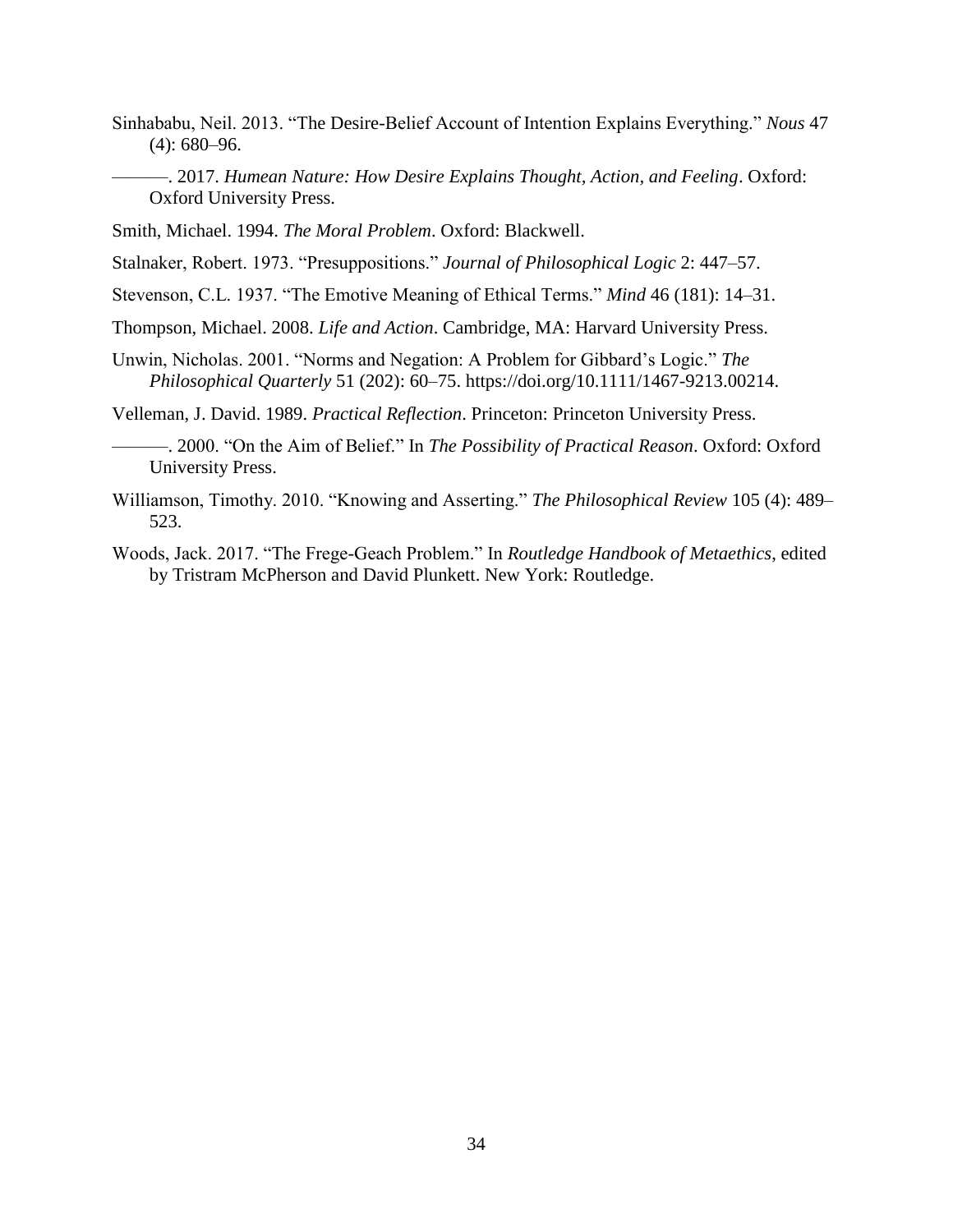Sinhababu, Neil. 2013. "The Desire-Belief Account of Intention Explains Everything." *Nous* 47 (4): 680–96.

———. 2017. *Humean Nature: How Desire Explains Thought, Action, and Feeling*. Oxford: Oxford University Press.

Smith, Michael. 1994. *The Moral Problem*. Oxford: Blackwell.

Stalnaker, Robert. 1973. "Presuppositions." *Journal of Philosophical Logic* 2: 447–57.

Stevenson, C.L. 1937. "The Emotive Meaning of Ethical Terms." *Mind* 46 (181): 14–31.

Thompson, Michael. 2008. *Life and Action*. Cambridge, MA: Harvard University Press.

Unwin, Nicholas. 2001. "Norms and Negation: A Problem for Gibbard's Logic." *The Philosophical Quarterly* 51 (202): 60–75. https://doi.org/10.1111/1467-9213.00214.

Velleman, J. David. 1989. *Practical Reflection*. Princeton: Princeton University Press.

———. 2000. "On the Aim of Belief." In *The Possibility of Practical Reason*. Oxford: Oxford University Press.

Williamson, Timothy. 2010. "Knowing and Asserting." *The Philosophical Review* 105 (4): 489–523.

Woods, Jack. 2017. "The Frege-Geach Problem." In *Routledge Handbook of Metaethics*, edited by Tristram McPherson and David Plunkett. New York: Routledge.